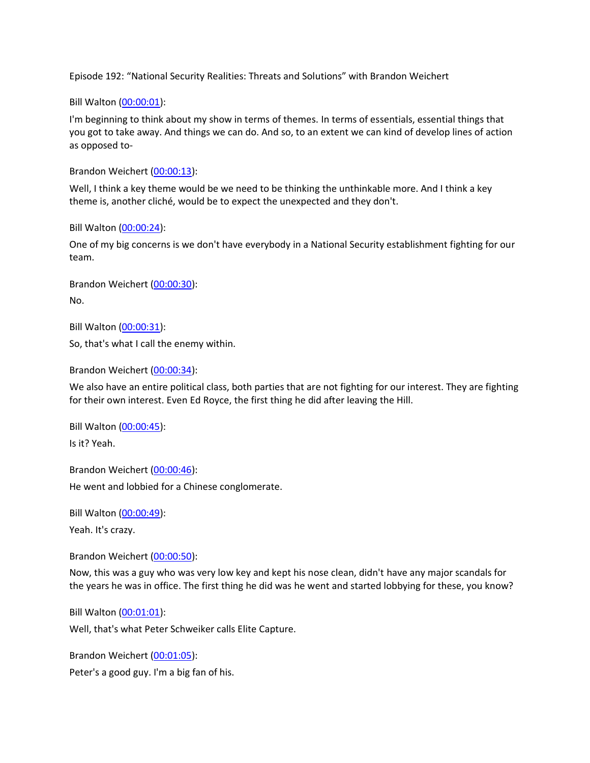Episode 192: "National Security Realities: Threats and Solutions" with Brandon Weichert

Bill Walton ([00:00:01](#)):

I'm beginning to think about my show in terms of themes. In terms of essentials, essential things that you got to take away. And things we can do. And so, to an extent we can kind of develop lines of action as opposed to-

Brandon Weichert ([00:00:13](#)):

Well, I think a key theme would be we need to be thinking the unthinkable more. And I think a key theme is, another cliché, would be to expect the unexpected and they don't.

Bill Walton ([00:00:24](#)):

One of my big concerns is we don't have everybody in a National Security establishment fighting for our team.

Brandon Weichert ([00:00:30](#)):

No.

Bill Walton ([00:00:31](#)):

So, that's what I call the enemy within.

Brandon Weichert ([00:00:34](#)):

We also have an entire political class, both parties that are not fighting for our interest. They are fighting for their own interest. Even Ed Royce, the first thing he did after leaving the Hill.

Bill Walton ([00:00:45](#)):

Is it? Yeah.

Brandon Weichert ([00:00:46](#)):

He went and lobbied for a Chinese conglomerate.

Bill Walton ([00:00:49](#)):

Yeah. It's crazy.

Brandon Weichert ([00:00:50](#)):

Now, this was a guy who was very low key and kept his nose clean, didn't have any major scandals for the years he was in office. The first thing he did was he went and started lobbying for these, you know?

Bill Walton ([00:01:01](#)):

Well, that's what Peter Schweiker calls Elite Capture.

Brandon Weichert ([00:01:05](#)):

Peter's a good guy. I'm a big fan of his.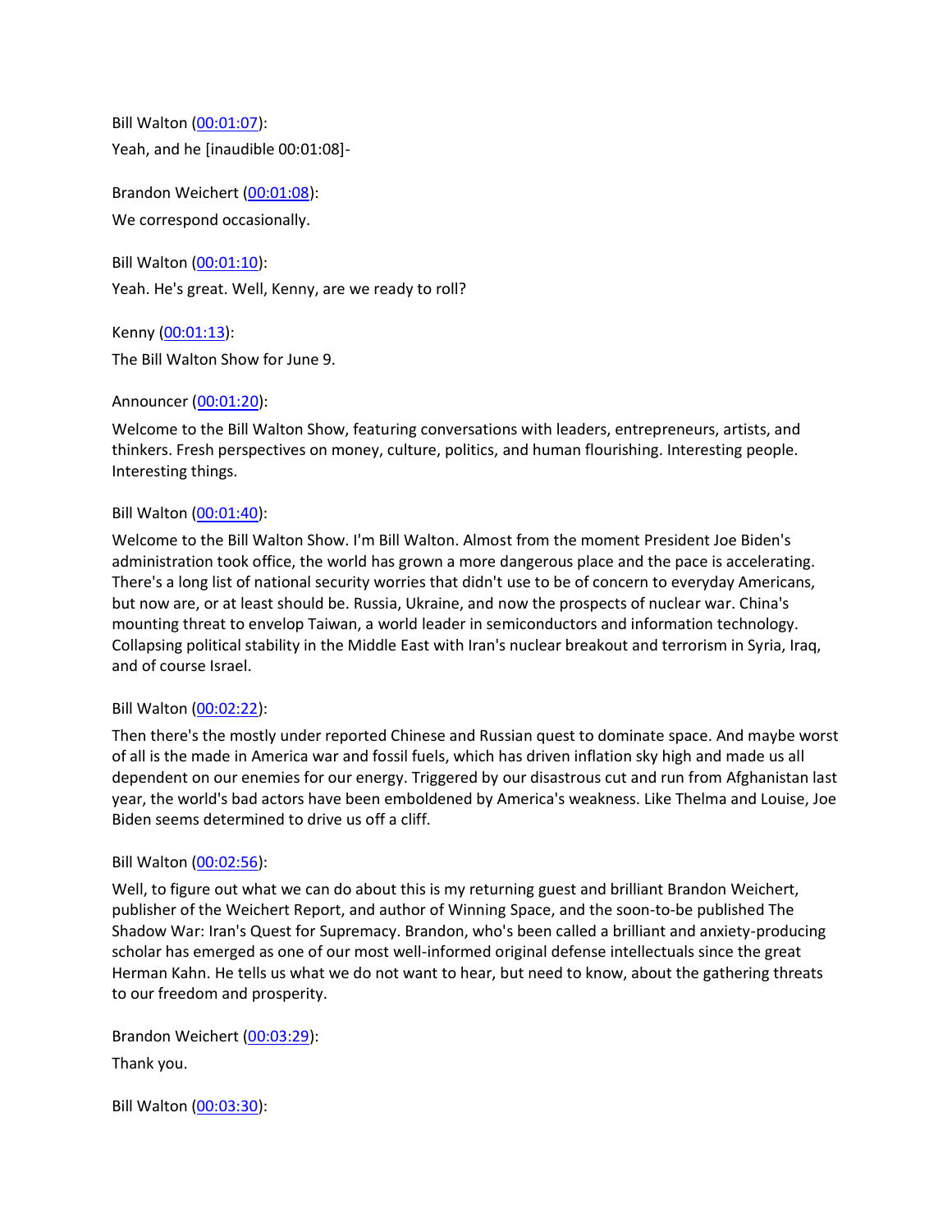Bill Walton ([00:01:07](00:01:07)):

Yeah, and he [inaudible 00:01:08]-

Brandon Weichert ([00:01:08](00:01:08)):

We correspond occasionally.

Bill Walton ([00:01:10](00:01:10)):

Yeah. He's great. Well, Kenny, are we ready to roll?

Kenny ([00:01:13](00:01:13)):

The Bill Walton Show for June 9.

Announcer ([00:01:20](00:01:20)):

Welcome to the Bill Walton Show, featuring conversations with leaders, entrepreneurs, artists, and thinkers. Fresh perspectives on money, culture, politics, and human flourishing. Interesting people. Interesting things.

Bill Walton ([00:01:40](00:01:40)):

Welcome to the Bill Walton Show. I'm Bill Walton. Almost from the moment President Joe Biden's administration took office, the world has grown a more dangerous place and the pace is accelerating. There's a long list of national security worries that didn't use to be of concern to everyday Americans, but now are, or at least should be. Russia, Ukraine, and now the prospects of nuclear war. China's mounting threat to envelop Taiwan, a world leader in semiconductors and information technology. Collapsing political stability in the Middle East with Iran's nuclear breakout and terrorism in Syria, Iraq, and of course Israel.

Bill Walton ([00:02:22](00:02:22)):

Then there's the mostly under reported Chinese and Russian quest to dominate space. And maybe worst of all is the made in America war and fossil fuels, which has driven inflation sky high and made us all dependent on our enemies for our energy. Triggered by our disastrous cut and run from Afghanistan last year, the world's bad actors have been emboldened by America's weakness. Like Thelma and Louise, Joe Biden seems determined to drive us off a cliff.

Bill Walton ([00:02:56](00:02:56)):

Well, to figure out what we can do about this is my returning guest and brilliant Brandon Weichert, publisher of the Weichert Report, and author of Winning Space, and the soon-to-be published The Shadow War: Iran's Quest for Supremacy. Brandon, who's been called a brilliant and anxiety-producing scholar has emerged as one of our most well-informed original defense intellectuals since the great Herman Kahn. He tells us what we do not want to hear, but need to know, about the gathering threats to our freedom and prosperity.

Brandon Weichert ([00:03:29](00:03:29)):

Thank you.

Bill Walton ([00:03:30](00:03:30)):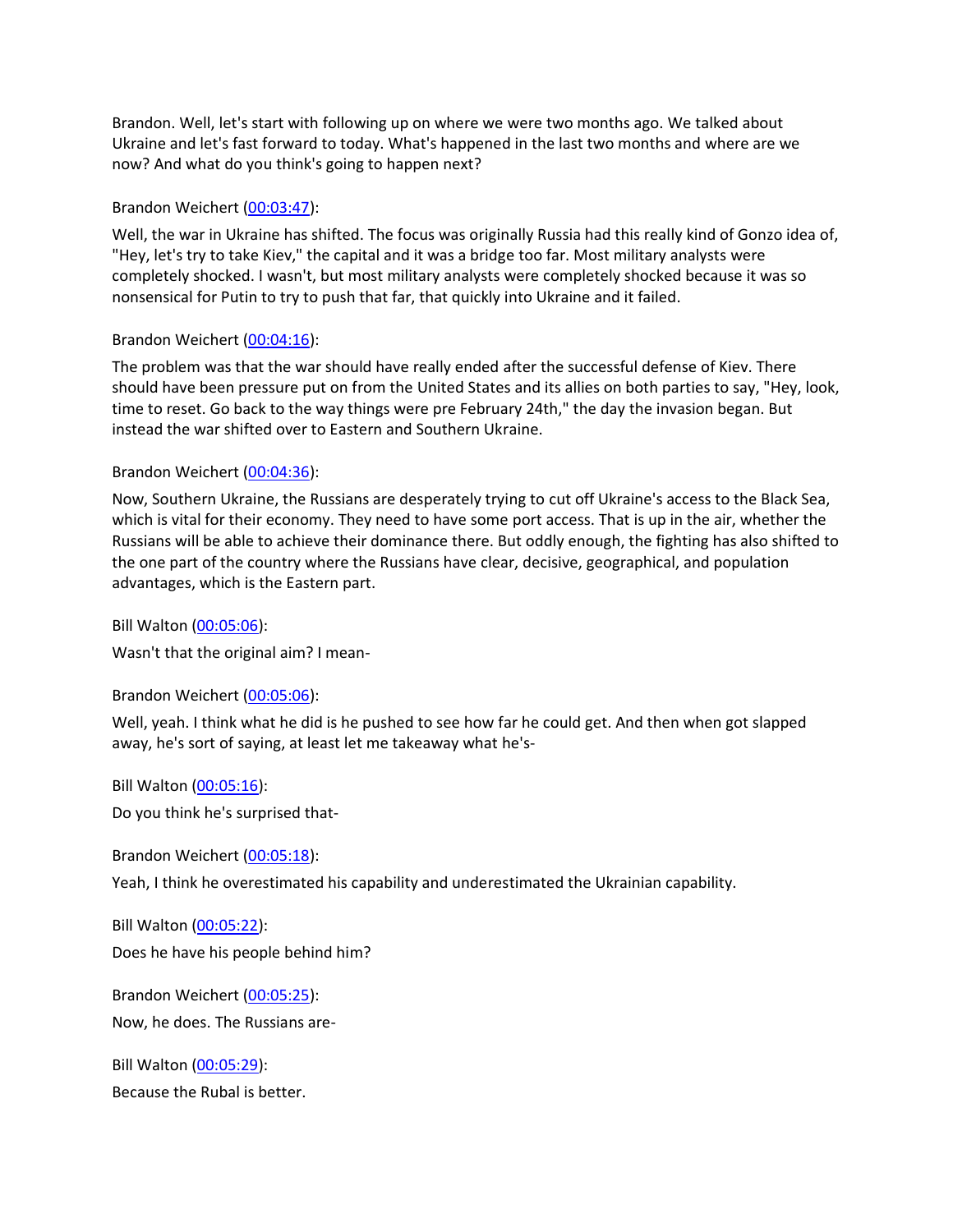Brandon. Well, let's start with following up on where we were two months ago. We talked about Ukraine and let's fast forward to today. What's happened in the last two months and where are we now? And what do you think's going to happen next?

Brandon Weichert (00:03:47):

Well, the war in Ukraine has shifted. The focus was originally Russia had this really kind of Gonzo idea of, "Hey, let's try to take Kiev," the capital and it was a bridge too far. Most military analysts were completely shocked. I wasn't, but most military analysts were completely shocked because it was so nonsensical for Putin to try to push that far, that quickly into Ukraine and it failed.

Brandon Weichert (00:04:16):

The problem was that the war should have really ended after the successful defense of Kiev. There should have been pressure put on from the United States and its allies on both parties to say, "Hey, look, time to reset. Go back to the way things were pre February 24th," the day the invasion began. But instead the war shifted over to Eastern and Southern Ukraine.

Brandon Weichert (00:04:36):

Now, Southern Ukraine, the Russians are desperately trying to cut off Ukraine's access to the Black Sea, which is vital for their economy. They need to have some port access. That is up in the air, whether the Russians will be able to achieve their dominance there. But oddly enough, the fighting has also shifted to the one part of the country where the Russians have clear, decisive, geographical, and population advantages, which is the Eastern part.

Bill Walton (00:05:06):

Wasn't that the original aim? I mean-

Brandon Weichert (00:05:06):

Well, yeah. I think what he did is he pushed to see how far he could get. And then when got slapped away, he's sort of saying, at least let me takeaway what he's-

Bill Walton (00:05:16):

Do you think he's surprised that-

Brandon Weichert (00:05:18):

Yeah, I think he overestimated his capability and underestimated the Ukrainian capability.

Bill Walton (00:05:22):

Does he have his people behind him?

Brandon Weichert (00:05:25):

Now, he does. The Russians are-

Bill Walton (00:05:29):

Because the Rubal is better.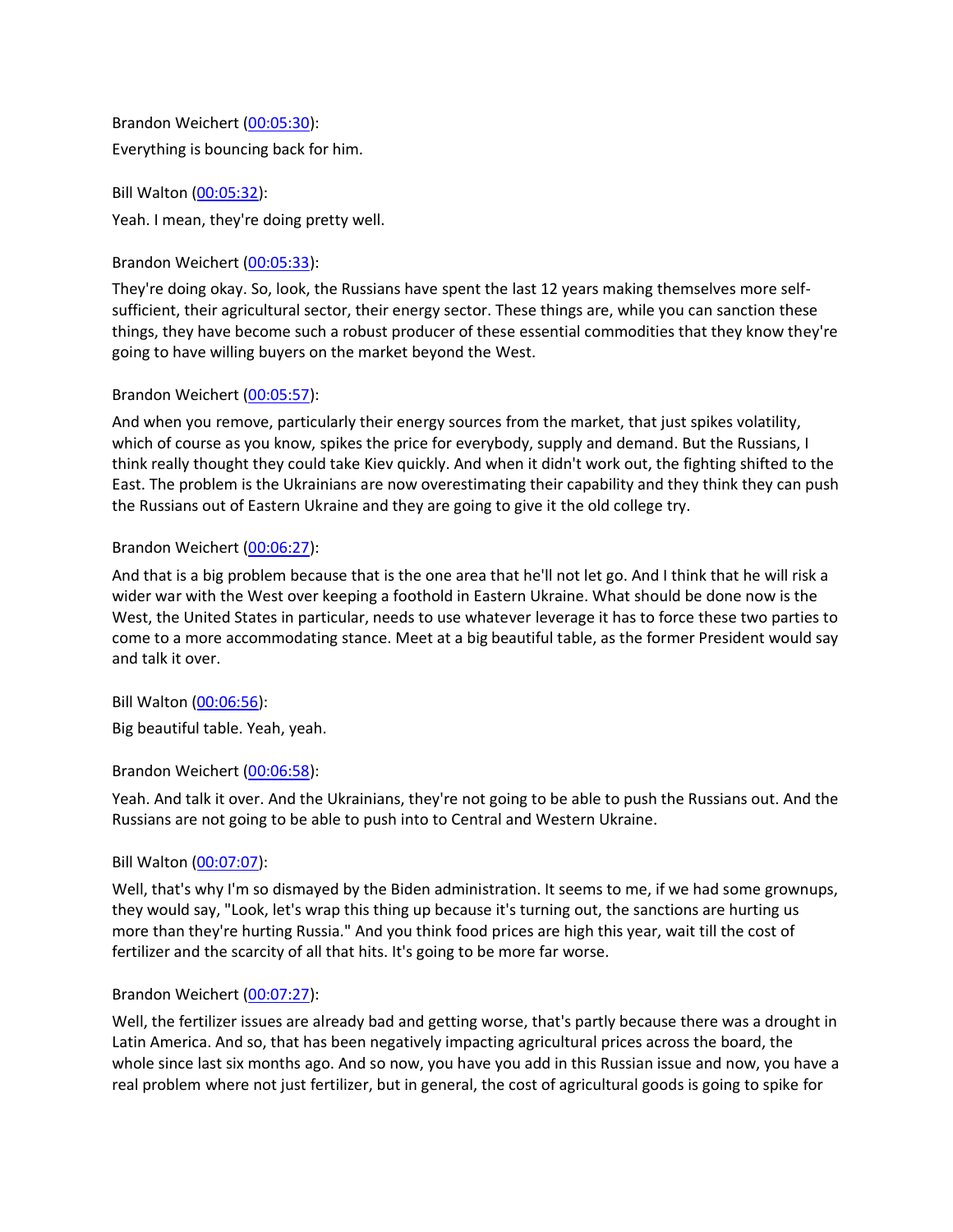Brandon Weichert ([00:05:30](#)):

Everything is bouncing back for him.

Bill Walton ([00:05:32](#)):

Yeah. I mean, they're doing pretty well.

Brandon Weichert ([00:05:33](#)):

They're doing okay. So, look, the Russians have spent the last 12 years making themselves more self-sufficient, their agricultural sector, their energy sector. These things are, while you can sanction these things, they have become such a robust producer of these essential commodities that they know they're going to have willing buyers on the market beyond the West.

Brandon Weichert ([00:05:57](#)):

And when you remove, particularly their energy sources from the market, that just spikes volatility, which of course as you know, spikes the price for everybody, supply and demand. But the Russians, I think really thought they could take Kiev quickly. And when it didn't work out, the fighting shifted to the East. The problem is the Ukrainians are now overestimating their capability and they think they can push the Russians out of Eastern Ukraine and they are going to give it the old college try.

Brandon Weichert ([00:06:27](#)):

And that is a big problem because that is the one area that he'll not let go. And I think that he will risk a wider war with the West over keeping a foothold in Eastern Ukraine. What should be done now is the West, the United States in particular, needs to use whatever leverage it has to force these two parties to come to a more accommodating stance. Meet at a big beautiful table, as the former President would say and talk it over.

Bill Walton ([00:06:56](#)):

Big beautiful table. Yeah, yeah.

Brandon Weichert ([00:06:58](#)):

Yeah. And talk it over. And the Ukrainians, they're not going to be able to push the Russians out. And the Russians are not going to be able to push into to Central and Western Ukraine.

Bill Walton ([00:07:07](#)):

Well, that's why I'm so dismayed by the Biden administration. It seems to me, if we had some grownups, they would say, "Look, let's wrap this thing up because it's turning out, the sanctions are hurting us more than they're hurting Russia." And you think food prices are high this year, wait till the cost of fertilizer and the scarcity of all that hits. It's going to be more far worse.

Brandon Weichert ([00:07:27](#)):

Well, the fertilizer issues are already bad and getting worse, that's partly because there was a drought in Latin America. And so, that has been negatively impacting agricultural prices across the board, the whole since last six months ago. And so now, you have you add in this Russian issue and now, you have a real problem where not just fertilizer, but in general, the cost of agricultural goods is going to spike for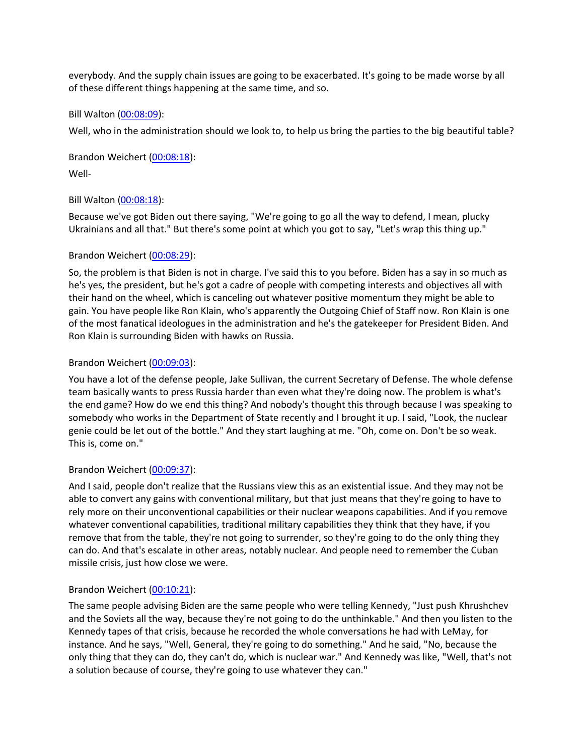everybody. And the supply chain issues are going to be exacerbated. It's going to be made worse by all of these different things happening at the same time, and so.

Bill Walton ([00:08:09]):

Well, who in the administration should we look to, to help us bring the parties to the big beautiful table?

Brandon Weichert ([00:08:18]):

Well-

Bill Walton ([00:08:18]):

Because we've got Biden out there saying, "We're going to go all the way to defend, I mean, plucky Ukrainians and all that." But there's some point at which you got to say, "Let's wrap this thing up."

Brandon Weichert ([00:08:29]):

So, the problem is that Biden is not in charge. I've said this to you before. Biden has a say in so much as he's yes, the president, but he's got a cadre of people with competing interests and objectives all with their hand on the wheel, which is canceling out whatever positive momentum they might be able to gain. You have people like Ron Klain, who's apparently the Outgoing Chief of Staff now. Ron Klain is one of the most fanatical ideologues in the administration and he's the gatekeeper for President Biden. And Ron Klain is surrounding Biden with hawks on Russia.

Brandon Weichert ([00:09:03]):

You have a lot of the defense people, Jake Sullivan, the current Secretary of Defense. The whole defense team basically wants to press Russia harder than even what they're doing now. The problem is what's the end game? How do we end this thing? And nobody's thought this through because I was speaking to somebody who works in the Department of State recently and I brought it up. I said, "Look, the nuclear genie could be let out of the bottle." And they start laughing at me. "Oh, come on. Don't be so weak. This is, come on."

Brandon Weichert ([00:09:37]):

And I said, people don't realize that the Russians view this as an existential issue. And they may not be able to convert any gains with conventional military, but that just means that they're going to have to rely more on their unconventional capabilities or their nuclear weapons capabilities. And if you remove whatever conventional capabilities, traditional military capabilities they think that they have, if you remove that from the table, they're not going to surrender, so they're going to do the only thing they can do. And that's escalate in other areas, notably nuclear. And people need to remember the Cuban missile crisis, just how close we were.

Brandon Weichert ([00:10:21]):

The same people advising Biden are the same people who were telling Kennedy, "Just push Khrushchev and the Soviets all the way, because they're not going to do the unthinkable." And then you listen to the Kennedy tapes of that crisis, because he recorded the whole conversations he had with LeMay, for instance. And he says, "Well, General, they're going to do something." And he said, "No, because the only thing that they can do, they can't do, which is nuclear war." And Kennedy was like, "Well, that's not a solution because of course, they're going to use whatever they can."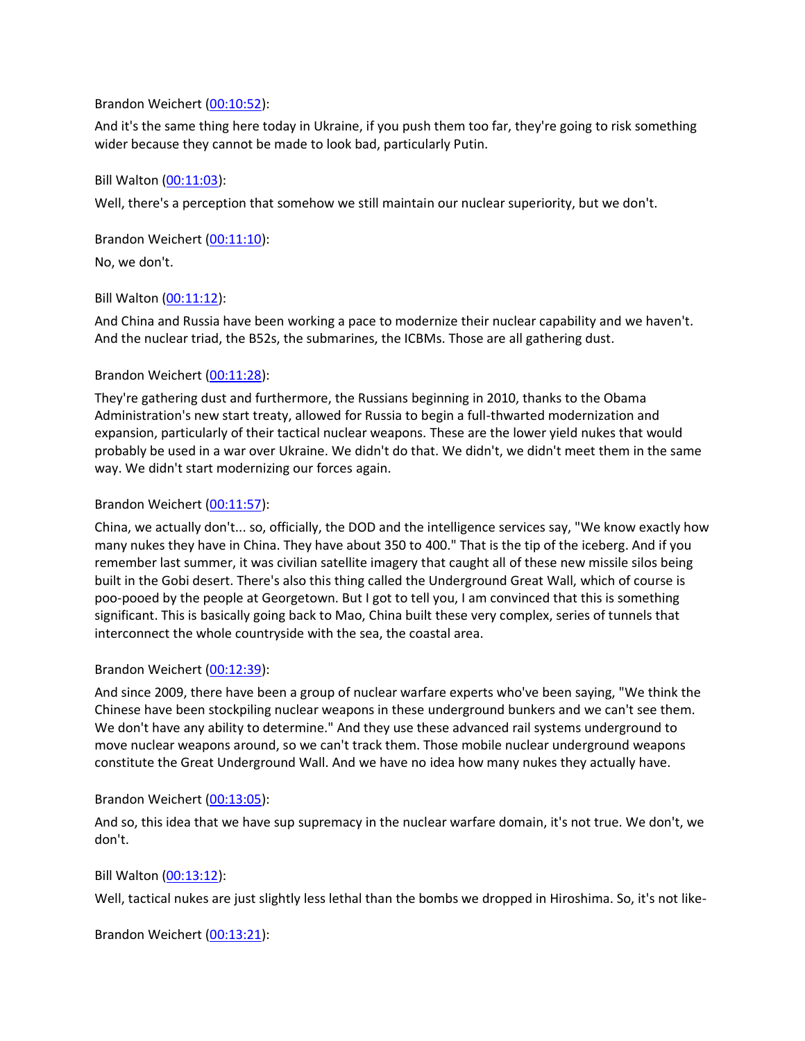Brandon Weichert (00:10:52):

And it's the same thing here today in Ukraine, if you push them too far, they're going to risk something wider because they cannot be made to look bad, particularly Putin.

Bill Walton (00:11:03):

Well, there's a perception that somehow we still maintain our nuclear superiority, but we don't.

Brandon Weichert (00:11:10):

No, we don't.

Bill Walton (00:11:12):

And China and Russia have been working a pace to modernize their nuclear capability and we haven't. And the nuclear triad, the B52s, the submarines, the ICBMs. Those are all gathering dust.

Brandon Weichert (00:11:28):

They're gathering dust and furthermore, the Russians beginning in 2010, thanks to the Obama Administration's new start treaty, allowed for Russia to begin a full-thwarted modernization and expansion, particularly of their tactical nuclear weapons. These are the lower yield nukes that would probably be used in a war over Ukraine. We didn't do that. We didn't, we didn't meet them in the same way. We didn't start modernizing our forces again.

Brandon Weichert (00:11:57):

China, we actually don't... so, officially, the DOD and the intelligence services say, "We know exactly how many nukes they have in China. They have about 350 to 400." That is the tip of the iceberg. And if you remember last summer, it was civilian satellite imagery that caught all of these new missile silos being built in the Gobi desert. There's also this thing called the Underground Great Wall, which of course is poo-pooed by the people at Georgetown. But I got to tell you, I am convinced that this is something significant. This is basically going back to Mao, China built these very complex, series of tunnels that interconnect the whole countryside with the sea, the coastal area.

Brandon Weichert (00:12:39):

And since 2009, there have been a group of nuclear warfare experts who've been saying, "We think the Chinese have been stockpiling nuclear weapons in these underground bunkers and we can't see them. We don't have any ability to determine." And they use these advanced rail systems underground to move nuclear weapons around, so we can't track them. Those mobile nuclear underground weapons constitute the Great Underground Wall. And we have no idea how many nukes they actually have.

Brandon Weichert (00:13:05):

And so, this idea that we have sup supremacy in the nuclear warfare domain, it's not true. We don't, we don't.

Bill Walton (00:13:12):

Well, tactical nukes are just slightly less lethal than the bombs we dropped in Hiroshima. So, it's not like-

Brandon Weichert (00:13:21):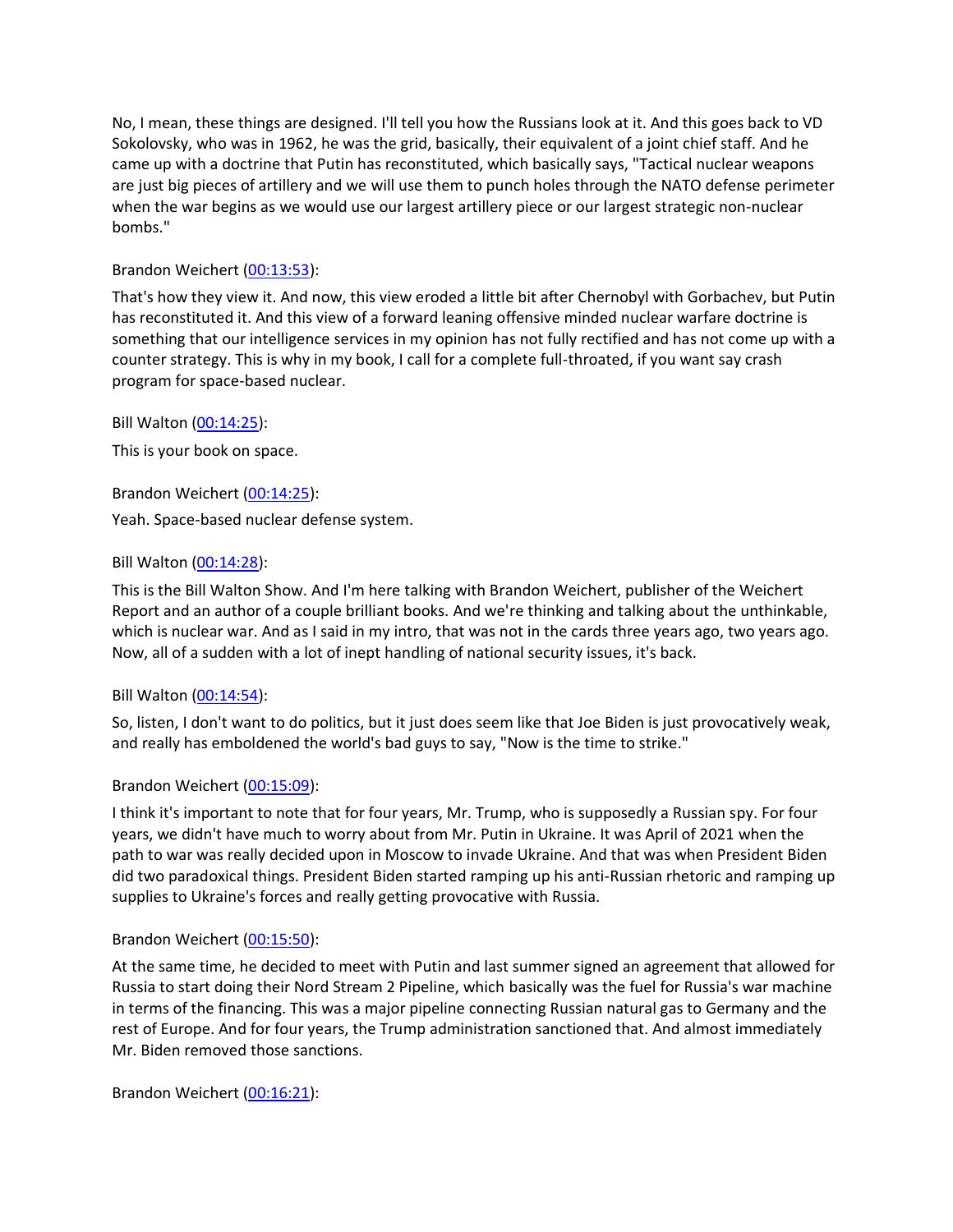No, I mean, these things are designed. I'll tell you how the Russians look at it. And this goes back to VD Sokolovsky, who was in 1962, he was the grid, basically, their equivalent of a joint chief staff. And he came up with a doctrine that Putin has reconstituted, which basically says, "Tactical nuclear weapons are just big pieces of artillery and we will use them to punch holes through the NATO defense perimeter when the war begins as we would use our largest artillery piece or our largest strategic non-nuclear bombs."

Brandon Weichert ([00:13:53]):

That's how they view it. And now, this view eroded a little bit after Chernobyl with Gorbachev, but Putin has reconstituted it. And this view of a forward leaning offensive minded nuclear warfare doctrine is something that our intelligence services in my opinion has not fully rectified and has not come up with a counter strategy. This is why in my book, I call for a complete full-throated, if you want say crash program for space-based nuclear.

Bill Walton ([00:14:25]):

This is your book on space.

Brandon Weichert ([00:14:25]):

Yeah. Space-based nuclear defense system.

Bill Walton ([00:14:28]):

This is the Bill Walton Show. And I'm here talking with Brandon Weichert, publisher of the Weichert Report and an author of a couple brilliant books. And we're thinking and talking about the unthinkable, which is nuclear war. And as I said in my intro, that was not in the cards three years ago, two years ago. Now, all of a sudden with a lot of inept handling of national security issues, it's back.

Bill Walton ([00:14:54]):

So, listen, I don't want to do politics, but it just does seem like that Joe Biden is just provocatively weak, and really has emboldened the world's bad guys to say, "Now is the time to strike."

Brandon Weichert ([00:15:09]):

I think it's important to note that for four years, Mr. Trump, who is supposedly a Russian spy. For four years, we didn't have much to worry about from Mr. Putin in Ukraine. It was April of 2021 when the path to war was really decided upon in Moscow to invade Ukraine. And that was when President Biden did two paradoxical things. President Biden started ramping up his anti-Russian rhetoric and ramping up supplies to Ukraine's forces and really getting provocative with Russia.

Brandon Weichert ([00:15:50]):

At the same time, he decided to meet with Putin and last summer signed an agreement that allowed for Russia to start doing their Nord Stream 2 Pipeline, which basically was the fuel for Russia's war machine in terms of the financing. This was a major pipeline connecting Russian natural gas to Germany and the rest of Europe. And for four years, the Trump administration sanctioned that. And almost immediately Mr. Biden removed those sanctions.

Brandon Weichert ([00:16:21]):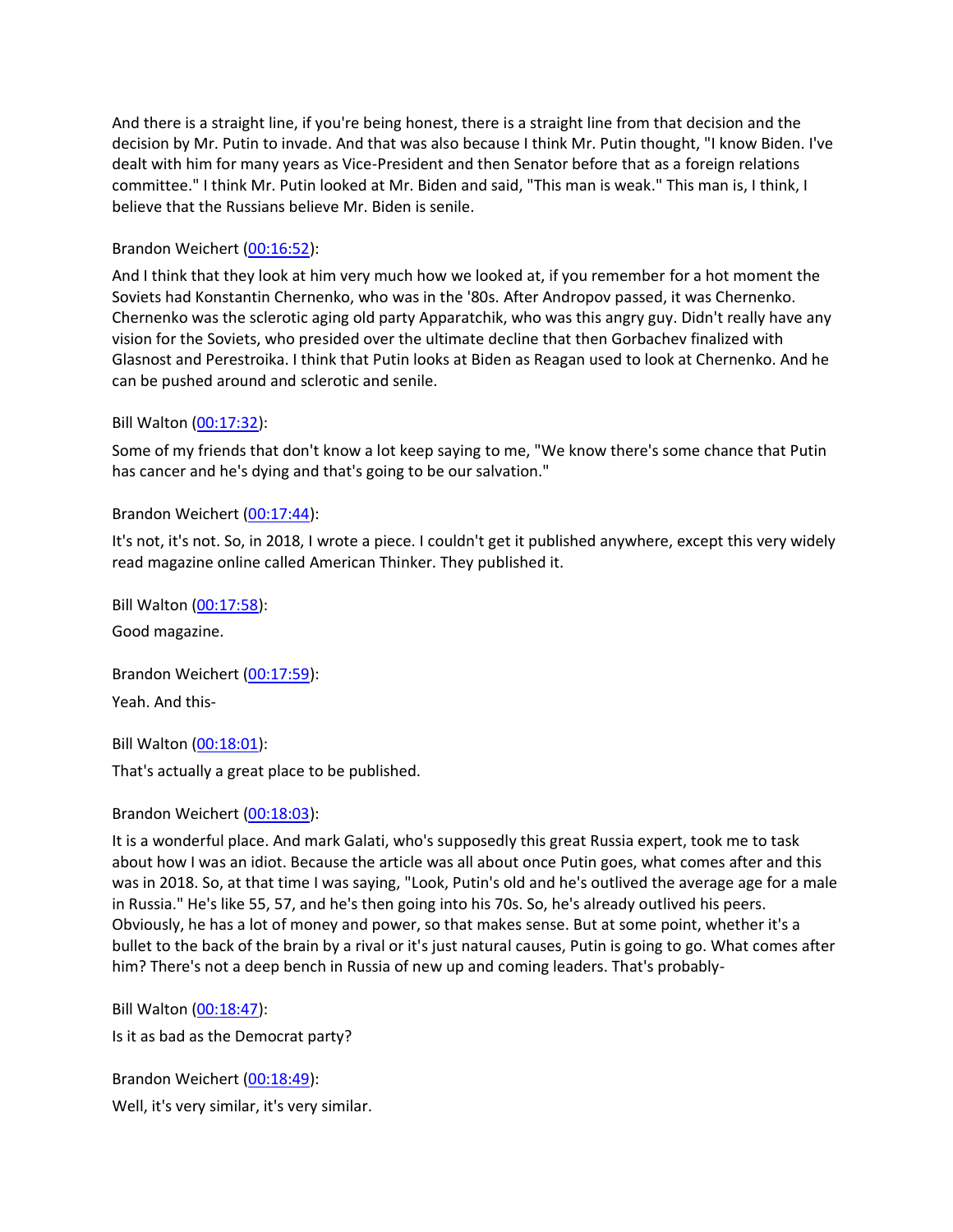And there is a straight line, if you're being honest, there is a straight line from that decision and the decision by Mr. Putin to invade. And that was also because I think Mr. Putin thought, "I know Biden. I've dealt with him for many years as Vice-President and then Senator before that as a foreign relations committee." I think Mr. Putin looked at Mr. Biden and said, "This man is weak." This man is, I think, I believe that the Russians believe Mr. Biden is senile.

Brandon Weichert ([00:16:52]):

And I think that they look at him very much how we looked at, if you remember for a hot moment the Soviets had Konstantin Chernenko, who was in the '80s. After Andropov passed, it was Chernenko. Chernenko was the sclerotic aging old party Apparatchik, who was this angry guy. Didn't really have any vision for the Soviets, who presided over the ultimate decline that then Gorbachev finalized with Glasnost and Perestroika. I think that Putin looks at Biden as Reagan used to look at Chernenko. And he can be pushed around and sclerotic and senile.

Bill Walton ([00:17:32]):

Some of my friends that don't know a lot keep saying to me, "We know there's some chance that Putin has cancer and he's dying and that's going to be our salvation."

Brandon Weichert ([00:17:44]):

It's not, it's not. So, in 2018, I wrote a piece. I couldn't get it published anywhere, except this very widely read magazine online called American Thinker. They published it.

Bill Walton ([00:17:58]):

Good magazine.

Brandon Weichert ([00:17:59]):

Yeah. And this-

Bill Walton ([00:18:01]):

That's actually a great place to be published.

Brandon Weichert ([00:18:03]):

It is a wonderful place. And mark Galati, who's supposedly this great Russia expert, took me to task about how I was an idiot. Because the article was all about once Putin goes, what comes after and this was in 2018. So, at that time I was saying, "Look, Putin's old and he's outlived the average age for a male in Russia." He's like 55, 57, and he's then going into his 70s. So, he's already outlived his peers. Obviously, he has a lot of money and power, so that makes sense. But at some point, whether it's a bullet to the back of the brain by a rival or it's just natural causes, Putin is going to go. What comes after him? There's not a deep bench in Russia of new up and coming leaders. That's probably-

Bill Walton ([00:18:47]):

Is it as bad as the Democrat party?

Brandon Weichert ([00:18:49]):

Well, it's very similar, it's very similar.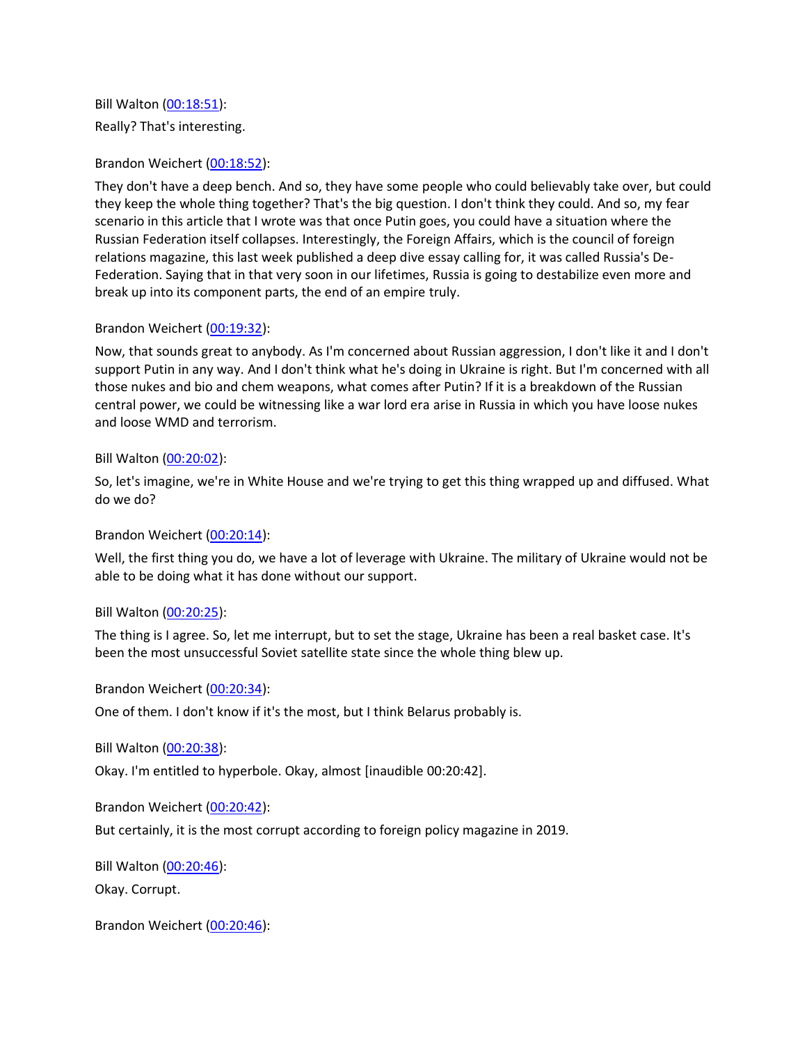Bill Walton ([00:18:51](#)):

Really? That's interesting.

Brandon Weichert ([00:18:52](#)):

They don't have a deep bench. And so, they have some people who could believably take over, but could they keep the whole thing together? That's the big question. I don't think they could. And so, my fear scenario in this article that I wrote was that once Putin goes, you could have a situation where the Russian Federation itself collapses. Interestingly, the Foreign Affairs, which is the council of foreign relations magazine, this last week published a deep dive essay calling for, it was called Russia's De-Federation. Saying that in that very soon in our lifetimes, Russia is going to destabilize even more and break up into its component parts, the end of an empire truly.

Brandon Weichert ([00:19:32](#)):

Now, that sounds great to anybody. As I'm concerned about Russian aggression, I don't like it and I don't support Putin in any way. And I don't think what he's doing in Ukraine is right. But I'm concerned with all those nukes and bio and chem weapons, what comes after Putin? If it is a breakdown of the Russian central power, we could be witnessing like a war lord era arise in Russia in which you have loose nukes and loose WMD and terrorism.

Bill Walton ([00:20:02](#)):

So, let's imagine, we're in White House and we're trying to get this thing wrapped up and diffused. What do we do?

Brandon Weichert ([00:20:14](#)):

Well, the first thing you do, we have a lot of leverage with Ukraine. The military of Ukraine would not be able to be doing what it has done without our support.

Bill Walton ([00:20:25](#)):

The thing is I agree. So, let me interrupt, but to set the stage, Ukraine has been a real basket case. It's been the most unsuccessful Soviet satellite state since the whole thing blew up.

Brandon Weichert ([00:20:34](#)):

One of them. I don't know if it's the most, but I think Belarus probably is.

Bill Walton ([00:20:38](#)):

Okay. I'm entitled to hyperbole. Okay, almost [inaudible 00:20:42].

Brandon Weichert ([00:20:42](#)):

But certainly, it is the most corrupt according to foreign policy magazine in 2019.

Bill Walton ([00:20:46](#)):

Okay. Corrupt.

Brandon Weichert ([00:20:46](#)):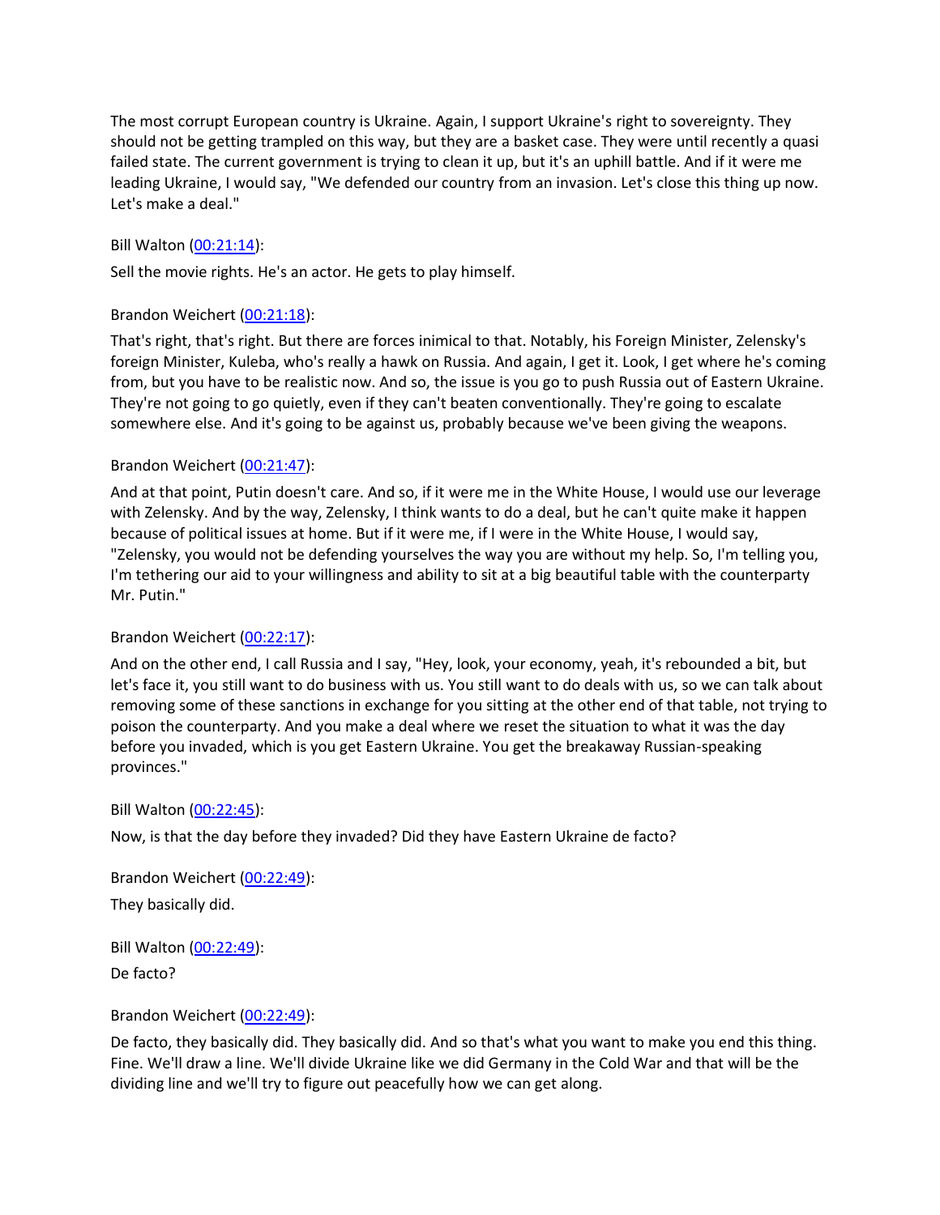The most corrupt European country is Ukraine. Again, I support Ukraine's right to sovereignty. They should not be getting trampled on this way, but they are a basket case. They were until recently a quasi failed state. The current government is trying to clean it up, but it's an uphill battle. And if it were me leading Ukraine, I would say, "We defended our country from an invasion. Let's close this thing up now. Let's make a deal."

Bill Walton (00:21:14):

Sell the movie rights. He's an actor. He gets to play himself.

Brandon Weichert (00:21:18):

That's right, that's right. But there are forces inimical to that. Notably, his Foreign Minister, Zelensky's foreign Minister, Kuleba, who's really a hawk on Russia. And again, I get it. Look, I get where he's coming from, but you have to be realistic now. And so, the issue is you go to push Russia out of Eastern Ukraine. They're not going to go quietly, even if they can't beaten conventionally. They're going to escalate somewhere else. And it's going to be against us, probably because we've been giving the weapons.

Brandon Weichert (00:21:47):

And at that point, Putin doesn't care. And so, if it were me in the White House, I would use our leverage with Zelensky. And by the way, Zelensky, I think wants to do a deal, but he can't quite make it happen because of political issues at home. But if it were me, if I were in the White House, I would say, "Zelensky, you would not be defending yourselves the way you are without my help. So, I'm telling you, I'm tethering our aid to your willingness and ability to sit at a big beautiful table with the counterparty Mr. Putin."

Brandon Weichert (00:22:17):

And on the other end, I call Russia and I say, "Hey, look, your economy, yeah, it's rebounded a bit, but let's face it, you still want to do business with us. You still want to do deals with us, so we can talk about removing some of these sanctions in exchange for you sitting at the other end of that table, not trying to poison the counterparty. And you make a deal where we reset the situation to what it was the day before you invaded, which is you get Eastern Ukraine. You get the breakaway Russian-speaking provinces."

Bill Walton (00:22:45):

Now, is that the day before they invaded? Did they have Eastern Ukraine de facto?

Brandon Weichert (00:22:49):

They basically did.

Bill Walton (00:22:49):

De facto?

Brandon Weichert (00:22:49):

De facto, they basically did. They basically did. And so that's what you want to make you end this thing. Fine. We'll draw a line. We'll divide Ukraine like we did Germany in the Cold War and that will be the dividing line and we'll try to figure out peacefully how we can get along.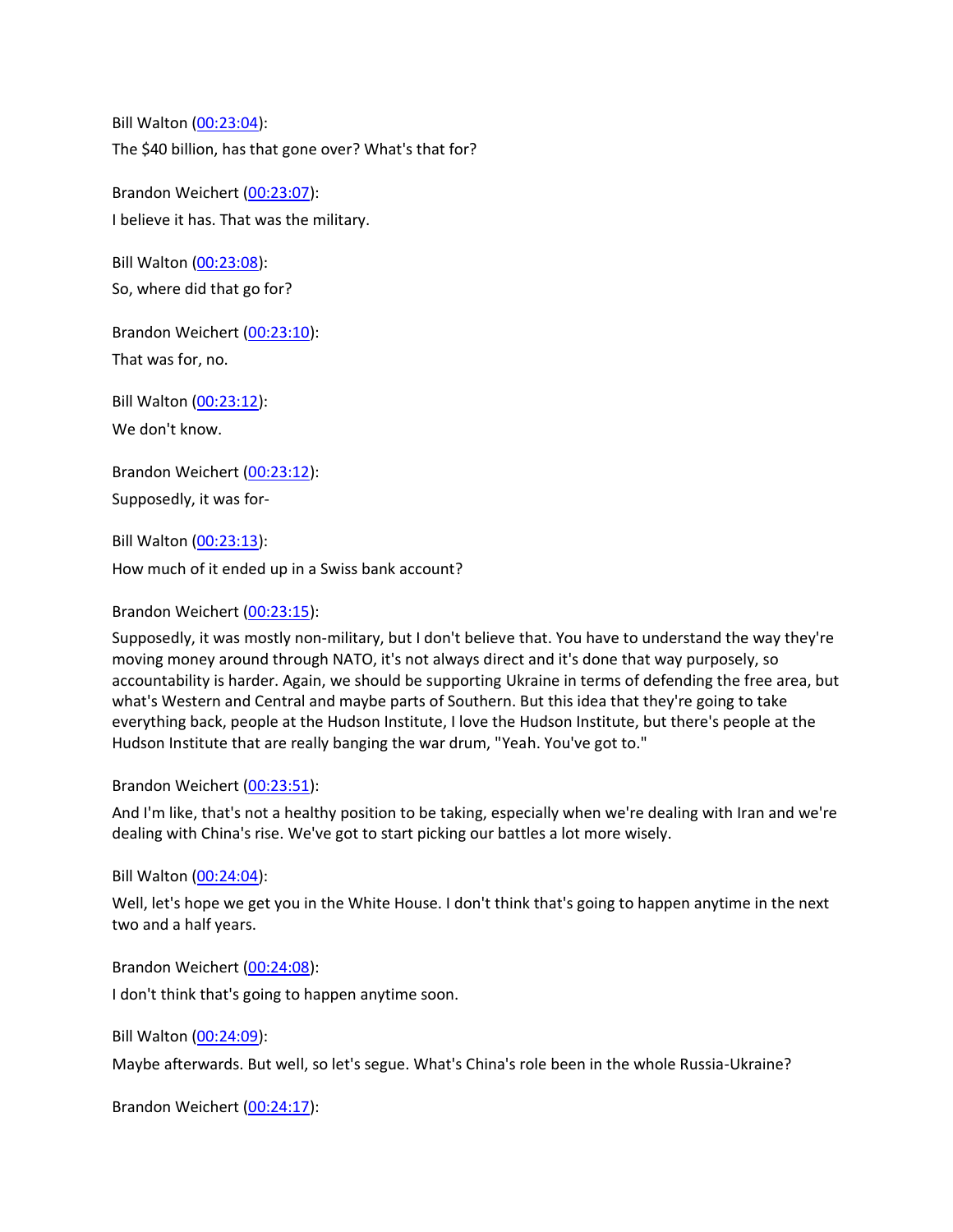Bill Walton ([00:23:04](#)):

The $40 billion, has that gone over? What's that for?

Brandon Weichert ([00:23:07](#)):

I believe it has. That was the military.

Bill Walton ([00:23:08](#)):

So, where did that go for?

Brandon Weichert ([00:23:10](#)):

That was for, no.

Bill Walton ([00:23:12](#)):

We don't know.

Brandon Weichert ([00:23:12](#)):

Supposedly, it was for-

Bill Walton ([00:23:13](#)):

How much of it ended up in a Swiss bank account?

Brandon Weichert ([00:23:15](#)):

Supposedly, it was mostly non-military, but I don't believe that. You have to understand the way they're moving money around through NATO, it's not always direct and it's done that way purposely, so accountability is harder. Again, we should be supporting Ukraine in terms of defending the free area, but what's Western and Central and maybe parts of Southern. But this idea that they're going to take everything back, people at the Hudson Institute, I love the Hudson Institute, but there's people at the Hudson Institute that are really banging the war drum, "Yeah. You've got to."

Brandon Weichert ([00:23:51](#)):

And I'm like, that's not a healthy position to be taking, especially when we're dealing with Iran and we're dealing with China's rise. We've got to start picking our battles a lot more wisely.

Bill Walton ([00:24:04](#)):

Well, let's hope we get you in the White House. I don't think that's going to happen anytime in the next two and a half years.

Brandon Weichert ([00:24:08](#)):

I don't think that's going to happen anytime soon.

Bill Walton ([00:24:09](#)):

Maybe afterwards. But well, so let's segue. What's China's role been in the whole Russia-Ukraine?

Brandon Weichert ([00:24:17](#)):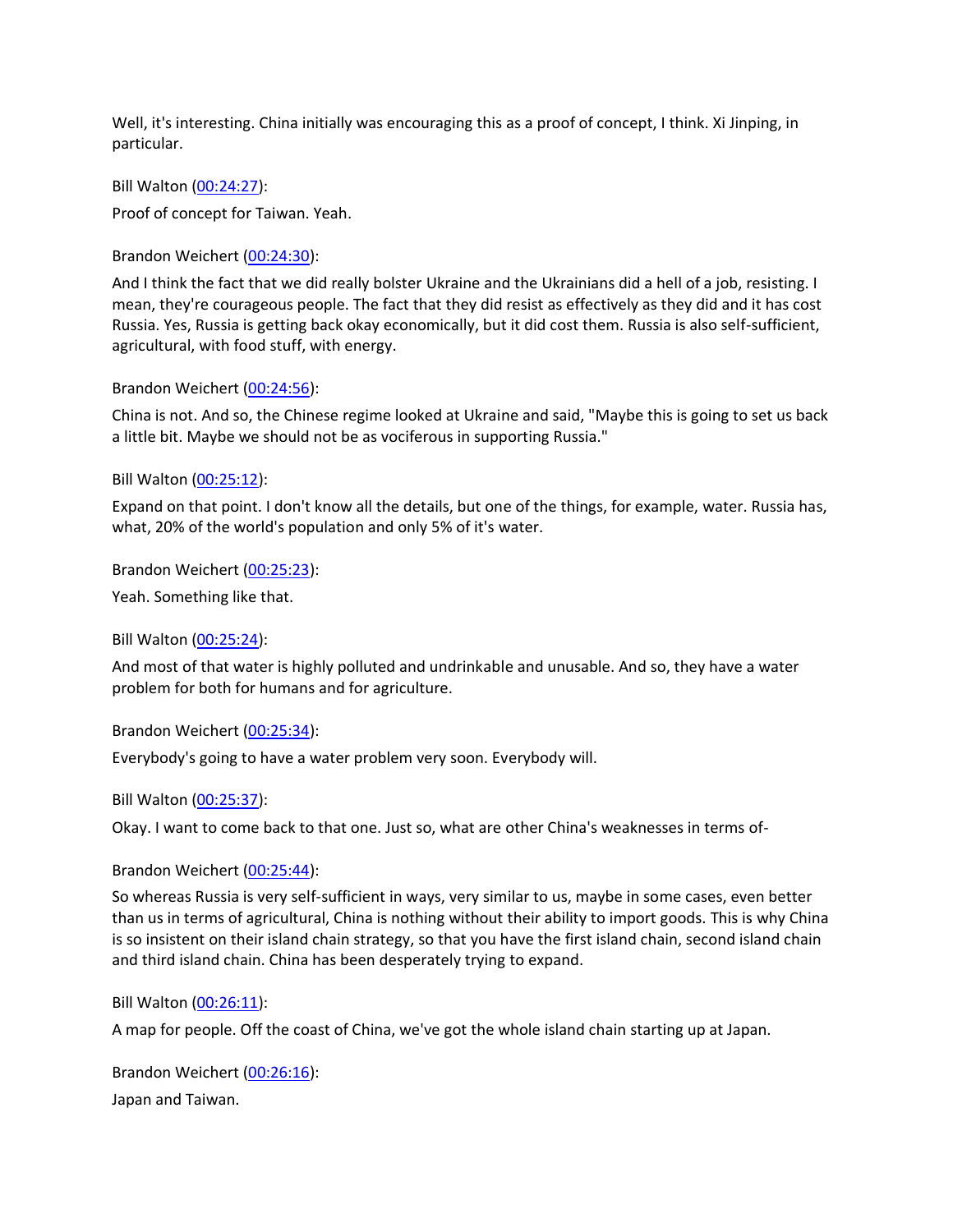Well, it's interesting. China initially was encouraging this as a proof of concept, I think. Xi Jinping, in particular.

Bill Walton ([00:24:27]()):

Proof of concept for Taiwan. Yeah.

Brandon Weichert ([00:24:30]()):

And I think the fact that we did really bolster Ukraine and the Ukrainians did a hell of a job, resisting. I mean, they're courageous people. The fact that they did resist as effectively as they did and it has cost Russia. Yes, Russia is getting back okay economically, but it did cost them. Russia is also self-sufficient, agricultural, with food stuff, with energy.

Brandon Weichert ([00:24:56]()):

China is not. And so, the Chinese regime looked at Ukraine and said, "Maybe this is going to set us back a little bit. Maybe we should not be as vociferous in supporting Russia."

Bill Walton ([00:25:12]()):

Expand on that point. I don't know all the details, but one of the things, for example, water. Russia has, what, 20% of the world's population and only 5% of it's water.

Brandon Weichert ([00:25:23]()):

Yeah. Something like that.

Bill Walton ([00:25:24]()):

And most of that water is highly polluted and undrinkable and unusable. And so, they have a water problem for both for humans and for agriculture.

Brandon Weichert ([00:25:34]()):

Everybody's going to have a water problem very soon. Everybody will.

Bill Walton ([00:25:37]()):

Okay. I want to come back to that one. Just so, what are other China's weaknesses in terms of-

Brandon Weichert ([00:25:44]()):

So whereas Russia is very self-sufficient in ways, very similar to us, maybe in some cases, even better than us in terms of agricultural, China is nothing without their ability to import goods. This is why China is so insistent on their island chain strategy, so that you have the first island chain, second island chain and third island chain. China has been desperately trying to expand.

Bill Walton ([00:26:11]()):

A map for people. Off the coast of China, we've got the whole island chain starting up at Japan.

Brandon Weichert ([00:26:16]()):

Japan and Taiwan.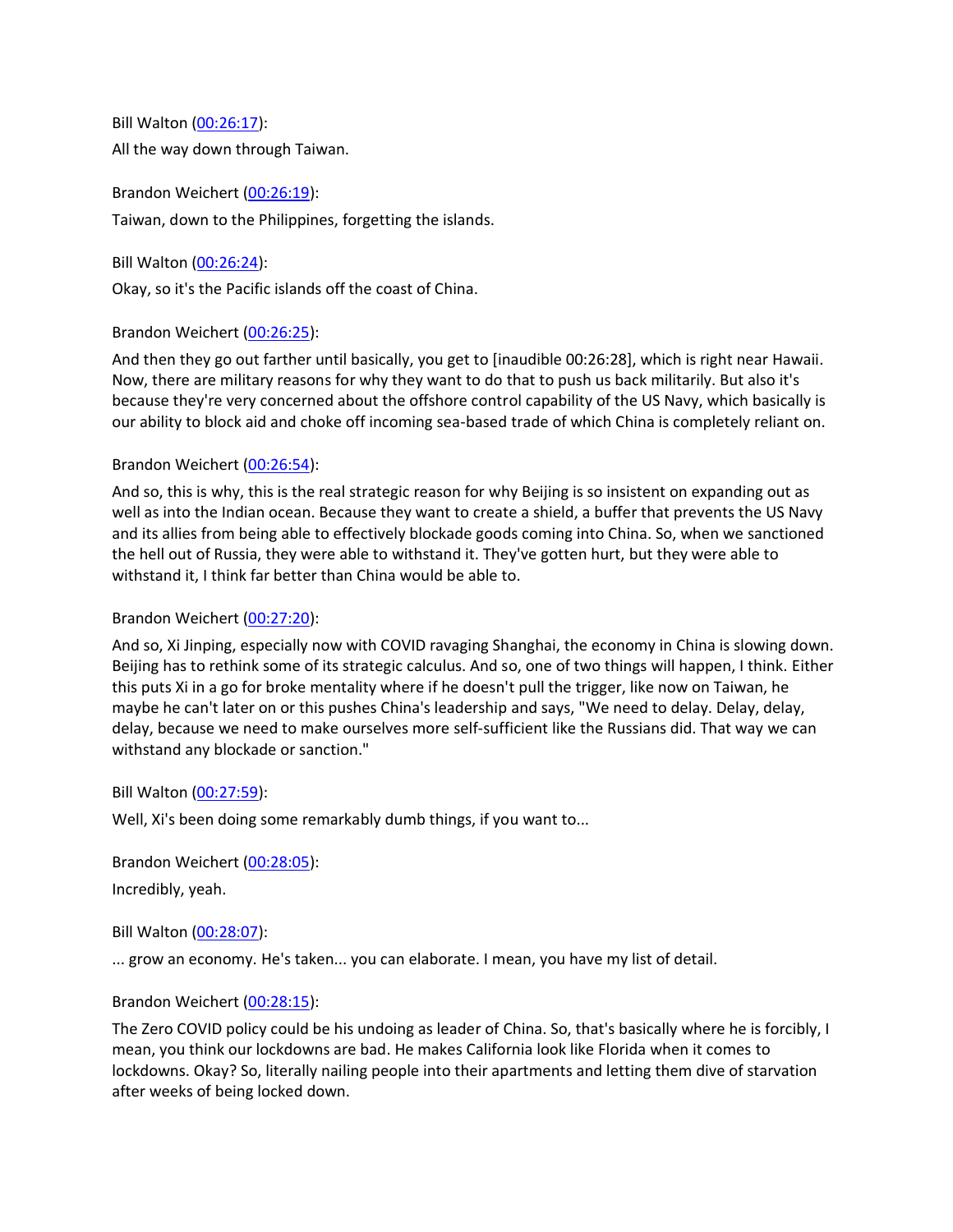Bill Walton ([00:26:17](#)):

All the way down through Taiwan.

Brandon Weichert ([00:26:19](#)):

Taiwan, down to the Philippines, forgetting the islands.

Bill Walton ([00:26:24](#)):

Okay, so it's the Pacific islands off the coast of China.

Brandon Weichert ([00:26:25](#)):

And then they go out farther until basically, you get to [inaudible 00:26:28], which is right near Hawaii. Now, there are military reasons for why they want to do that to push us back militarily. But also it's because they're very concerned about the offshore control capability of the US Navy, which basically is our ability to block aid and choke off incoming sea-based trade of which China is completely reliant on.

Brandon Weichert ([00:26:54](#)):

And so, this is why, this is the real strategic reason for why Beijing is so insistent on expanding out as well as into the Indian ocean. Because they want to create a shield, a buffer that prevents the US Navy and its allies from being able to effectively blockade goods coming into China. So, when we sanctioned the hell out of Russia, they were able to withstand it. They've gotten hurt, but they were able to withstand it, I think far better than China would be able to.

Brandon Weichert ([00:27:20](#)):

And so, Xi Jinping, especially now with COVID ravaging Shanghai, the economy in China is slowing down. Beijing has to rethink some of its strategic calculus. And so, one of two things will happen, I think. Either this puts Xi in a go for broke mentality where if he doesn't pull the trigger, like now on Taiwan, he maybe he can't later on or this pushes China's leadership and says, "We need to delay. Delay, delay, delay, because we need to make ourselves more self-sufficient like the Russians did. That way we can withstand any blockade or sanction."

Bill Walton ([00:27:59](#)):

Well, Xi's been doing some remarkably dumb things, if you want to...

Brandon Weichert ([00:28:05](#)):

Incredibly, yeah.

Bill Walton ([00:28:07](#)):

... grow an economy. He's taken... you can elaborate. I mean, you have my list of detail.

Brandon Weichert ([00:28:15](#)):

The Zero COVID policy could be his undoing as leader of China. So, that's basically where he is forcibly, I mean, you think our lockdowns are bad. He makes California look like Florida when it comes to lockdowns. Okay? So, literally nailing people into their apartments and letting them dive of starvation after weeks of being locked down.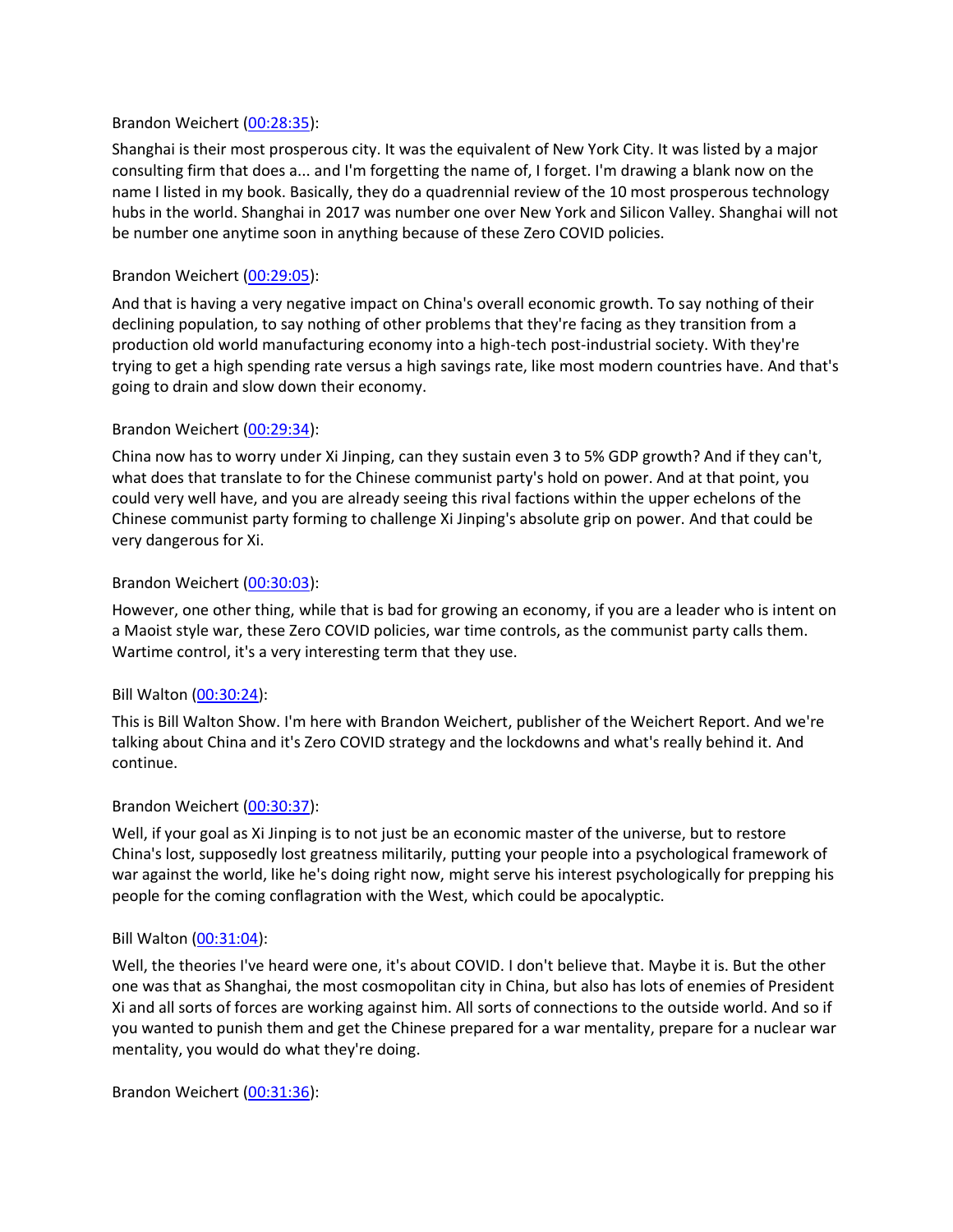Brandon Weichert ([00:28:35](#)):

Shanghai is their most prosperous city. It was the equivalent of New York City. It was listed by a major consulting firm that does a... and I'm forgetting the name of, I forget. I'm drawing a blank now on the name I listed in my book. Basically, they do a quadrennial review of the 10 most prosperous technology hubs in the world. Shanghai in 2017 was number one over New York and Silicon Valley. Shanghai will not be number one anytime soon in anything because of these Zero COVID policies.

Brandon Weichert ([00:29:05](#)):

And that is having a very negative impact on China's overall economic growth. To say nothing of their declining population, to say nothing of other problems that they're facing as they transition from a production old world manufacturing economy into a high-tech post-industrial society. With they're trying to get a high spending rate versus a high savings rate, like most modern countries have. And that's going to drain and slow down their economy.

Brandon Weichert ([00:29:34](#)):

China now has to worry under Xi Jinping, can they sustain even 3 to 5% GDP growth? And if they can't, what does that translate to for the Chinese communist party's hold on power. And at that point, you could very well have, and you are already seeing this rival factions within the upper echelons of the Chinese communist party forming to challenge Xi Jinping's absolute grip on power. And that could be very dangerous for Xi.

Brandon Weichert ([00:30:03](#)):

However, one other thing, while that is bad for growing an economy, if you are a leader who is intent on a Maoist style war, these Zero COVID policies, war time controls, as the communist party calls them. Wartime control, it's a very interesting term that they use.

Bill Walton ([00:30:24](#)):

This is Bill Walton Show. I'm here with Brandon Weichert, publisher of the Weichert Report. And we're talking about China and it's Zero COVID strategy and the lockdowns and what's really behind it. And continue.

Brandon Weichert ([00:30:37](#)):

Well, if your goal as Xi Jinping is to not just be an economic master of the universe, but to restore China's lost, supposedly lost greatness militarily, putting your people into a psychological framework of war against the world, like he's doing right now, might serve his interest psychologically for prepping his people for the coming conflagration with the West, which could be apocalyptic.

Bill Walton ([00:31:04](#)):

Well, the theories I've heard were one, it's about COVID. I don't believe that. Maybe it is. But the other one was that as Shanghai, the most cosmopolitan city in China, but also has lots of enemies of President Xi and all sorts of forces are working against him. All sorts of connections to the outside world. And so if you wanted to punish them and get the Chinese prepared for a war mentality, prepare for a nuclear war mentality, you would do what they're doing.

Brandon Weichert ([00:31:36](#)):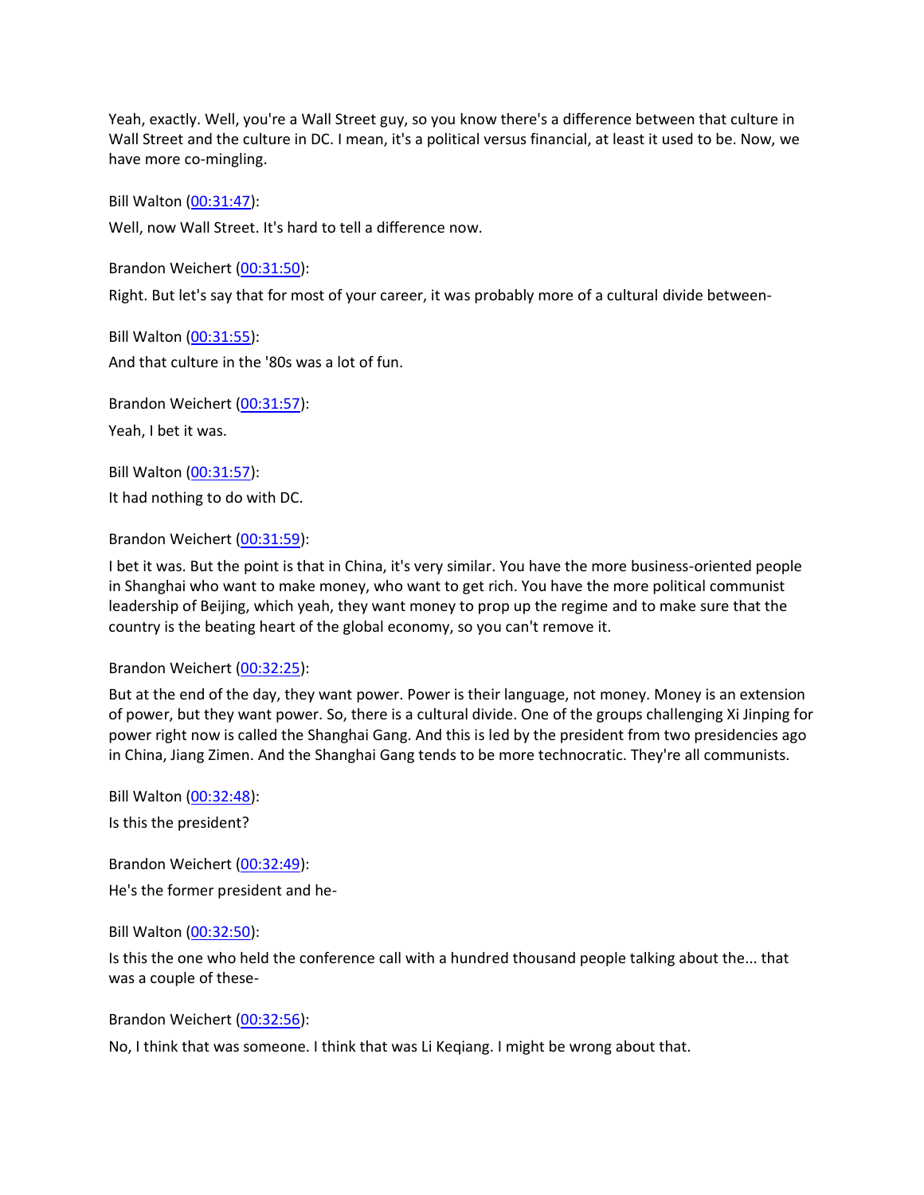Yeah, exactly. Well, you're a Wall Street guy, so you know there's a difference between that culture in Wall Street and the culture in DC. I mean, it's a political versus financial, at least it used to be. Now, we have more co-mingling.

Bill Walton (00:31:47):

Well, now Wall Street. It's hard to tell a difference now.

Brandon Weichert (00:31:50):

Right. But let's say that for most of your career, it was probably more of a cultural divide between-

Bill Walton (00:31:55):

And that culture in the '80s was a lot of fun.

Brandon Weichert (00:31:57):

Yeah, I bet it was.

Bill Walton (00:31:57):

It had nothing to do with DC.

Brandon Weichert (00:31:59):

I bet it was. But the point is that in China, it's very similar. You have the more business-oriented people in Shanghai who want to make money, who want to get rich. You have the more political communist leadership of Beijing, which yeah, they want money to prop up the regime and to make sure that the country is the beating heart of the global economy, so you can't remove it.

Brandon Weichert (00:32:25):

But at the end of the day, they want power. Power is their language, not money. Money is an extension of power, but they want power. So, there is a cultural divide. One of the groups challenging Xi Jinping for power right now is called the Shanghai Gang. And this is led by the president from two presidencies ago in China, Jiang Zimen. And the Shanghai Gang tends to be more technocratic. They're all communists.

Bill Walton (00:32:48):

Is this the president?

Brandon Weichert (00:32:49):

He's the former president and he-

Bill Walton (00:32:50):

Is this the one who held the conference call with a hundred thousand people talking about the... that was a couple of these-

Brandon Weichert (00:32:56):

No, I think that was someone. I think that was Li Keqiang. I might be wrong about that.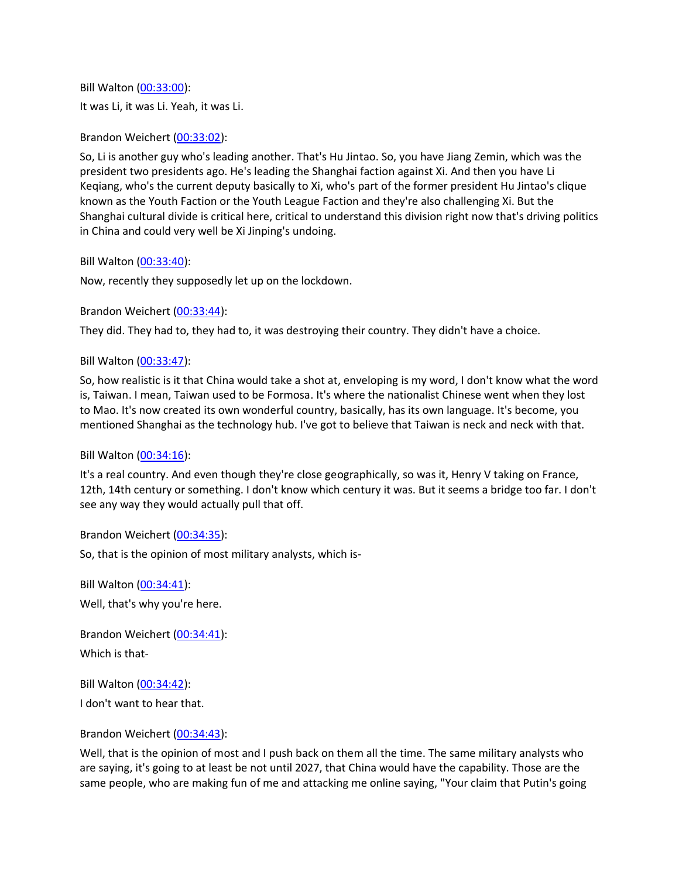Bill Walton ([00:33:00](#)):

It was Li, it was Li. Yeah, it was Li.

Brandon Weichert ([00:33:02](#)):

So, Li is another guy who's leading another. That's Hu Jintao. So, you have Jiang Zemin, which was the president two presidents ago. He's leading the Shanghai faction against Xi. And then you have Li Keqiang, who's the current deputy basically to Xi, who's part of the former president Hu Jintao's clique known as the Youth Faction or the Youth League Faction and they're also challenging Xi. But the Shanghai cultural divide is critical here, critical to understand this division right now that's driving politics in China and could very well be Xi Jinping's undoing.

Bill Walton ([00:33:40](#)):

Now, recently they supposedly let up on the lockdown.

Brandon Weichert ([00:33:44](#)):

They did. They had to, they had to, it was destroying their country. They didn't have a choice.

Bill Walton ([00:33:47](#)):

So, how realistic is it that China would take a shot at, enveloping is my word, I don't know what the word is, Taiwan. I mean, Taiwan used to be Formosa. It's where the nationalist Chinese went when they lost to Mao. It's now created its own wonderful country, basically, has its own language. It's become, you mentioned Shanghai as the technology hub. I've got to believe that Taiwan is neck and neck with that.

Bill Walton ([00:34:16](#)):

It's a real country. And even though they're close geographically, so was it, Henry V taking on France, 12th, 14th century or something. I don't know which century it was. But it seems a bridge too far. I don't see any way they would actually pull that off.

Brandon Weichert ([00:34:35](#)):

So, that is the opinion of most military analysts, which is-

Bill Walton ([00:34:41](#)):

Well, that's why you're here.

Brandon Weichert ([00:34:41](#)):

Which is that-

Bill Walton ([00:34:42](#)):

I don't want to hear that.

Brandon Weichert ([00:34:43](#)):

Well, that is the opinion of most and I push back on them all the time. The same military analysts who are saying, it's going to at least be not until 2027, that China would have the capability. Those are the same people, who are making fun of me and attacking me online saying, "Your claim that Putin's going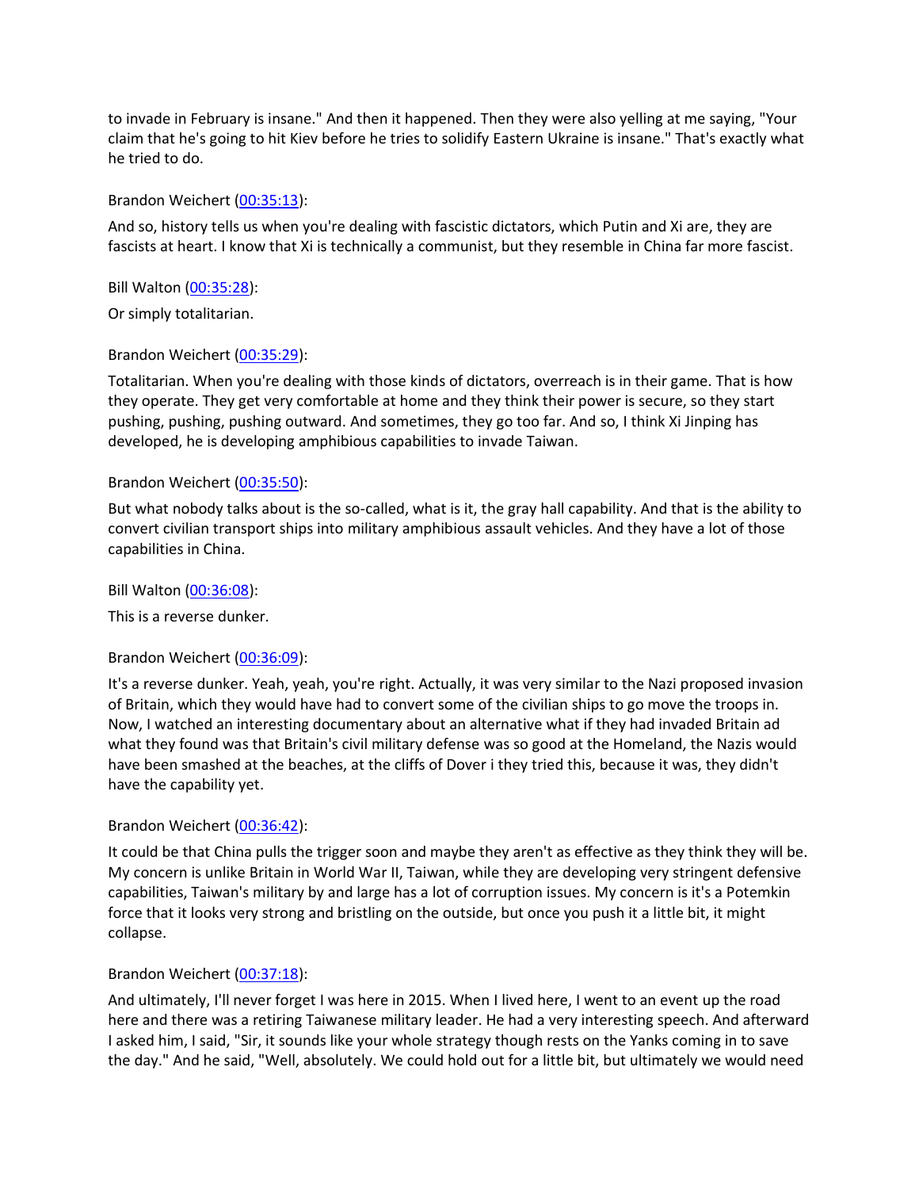to invade in February is insane." And then it happened. Then they were also yelling at me saying, "Your claim that he's going to hit Kiev before he tries to solidify Eastern Ukraine is insane." That's exactly what he tried to do.

Brandon Weichert ([00:35:13](#)):

And so, history tells us when you're dealing with fascistic dictators, which Putin and Xi are, they are fascists at heart. I know that Xi is technically a communist, but they resemble in China far more fascist.

Bill Walton ([00:35:28](#)):

Or simply totalitarian.

Brandon Weichert ([00:35:29](#)):

Totalitarian. When you're dealing with those kinds of dictators, overreach is in their game. That is how they operate. They get very comfortable at home and they think their power is secure, so they start pushing, pushing, pushing outward. And sometimes, they go too far. And so, I think Xi Jinping has developed, he is developing amphibious capabilities to invade Taiwan.

Brandon Weichert ([00:35:50](#)):

But what nobody talks about is the so-called, what is it, the gray hall capability. And that is the ability to convert civilian transport ships into military amphibious assault vehicles. And they have a lot of those capabilities in China.

Bill Walton ([00:36:08](#)):

This is a reverse dunker.

Brandon Weichert ([00:36:09](#)):

It's a reverse dunker. Yeah, yeah, you're right. Actually, it was very similar to the Nazi proposed invasion of Britain, which they would have had to convert some of the civilian ships to go move the troops in. Now, I watched an interesting documentary about an alternative what if they had invaded Britain ad what they found was that Britain's civil military defense was so good at the Homeland, the Nazis would have been smashed at the beaches, at the cliffs of Dover i they tried this, because it was, they didn't have the capability yet.

Brandon Weichert ([00:36:42](#)):

It could be that China pulls the trigger soon and maybe they aren't as effective as they think they will be. My concern is unlike Britain in World War II, Taiwan, while they are developing very stringent defensive capabilities, Taiwan's military by and large has a lot of corruption issues. My concern is it's a Potemkin force that it looks very strong and bristling on the outside, but once you push it a little bit, it might collapse.

Brandon Weichert ([00:37:18](#)):

And ultimately, I'll never forget I was here in 2015. When I lived here, I went to an event up the road here and there was a retiring Taiwanese military leader. He had a very interesting speech. And afterward I asked him, I said, "Sir, it sounds like your whole strategy though rests on the Yanks coming in to save the day." And he said, "Well, absolutely. We could hold out for a little bit, but ultimately we would need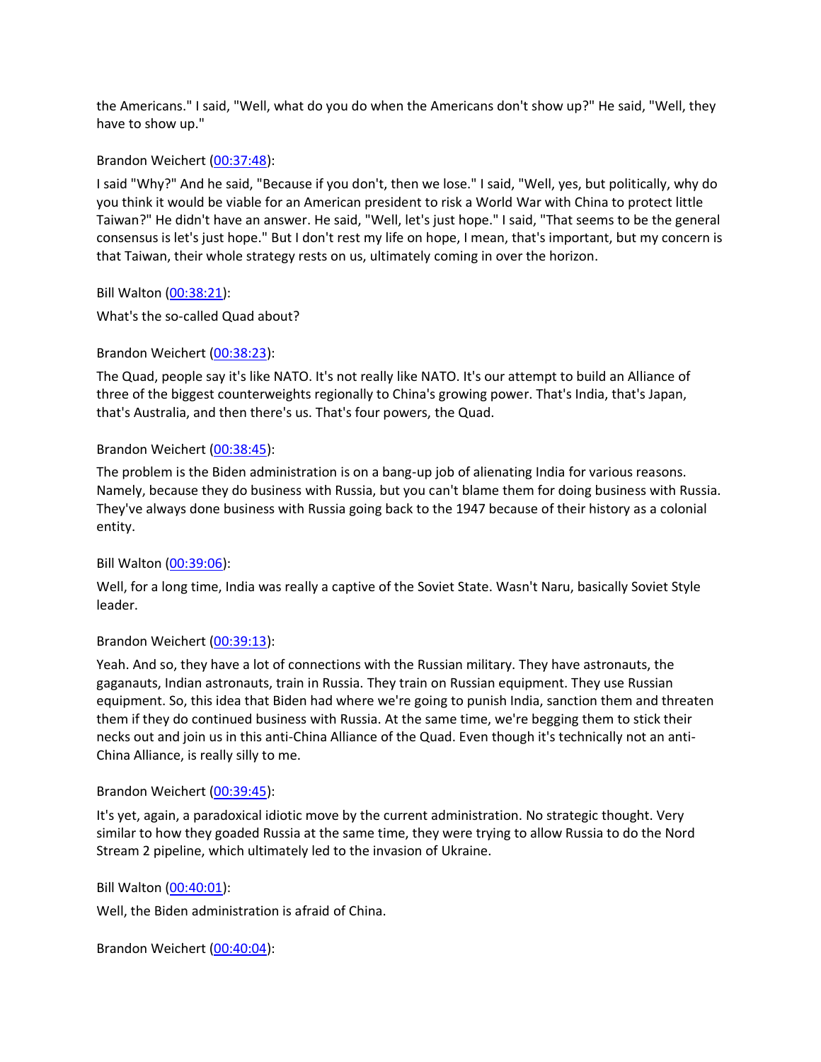the Americans." I said, "Well, what do you do when the Americans don't show up?" He said, "Well, they have to show up."

Brandon Weichert ([00:37:48]):

I said "Why?" And he said, "Because if you don't, then we lose." I said, "Well, yes, but politically, why do you think it would be viable for an American president to risk a World War with China to protect little Taiwan?" He didn't have an answer. He said, "Well, let's just hope." I said, "That seems to be the general consensus is let's just hope." But I don't rest my life on hope, I mean, that's important, but my concern is that Taiwan, their whole strategy rests on us, ultimately coming in over the horizon.

Bill Walton ([00:38:21]):

What's the so-called Quad about?

Brandon Weichert ([00:38:23]):

The Quad, people say it's like NATO. It's not really like NATO. It's our attempt to build an Alliance of three of the biggest counterweights regionally to China's growing power. That's India, that's Japan, that's Australia, and then there's us. That's four powers, the Quad.

Brandon Weichert ([00:38:45]):

The problem is the Biden administration is on a bang-up job of alienating India for various reasons. Namely, because they do business with Russia, but you can't blame them for doing business with Russia. They've always done business with Russia going back to the 1947 because of their history as a colonial entity.

Bill Walton ([00:39:06]):

Well, for a long time, India was really a captive of the Soviet State. Wasn't Naru, basically Soviet Style leader.

Brandon Weichert ([00:39:13]):

Yeah. And so, they have a lot of connections with the Russian military. They have astronauts, the gaganauts, Indian astronauts, train in Russia. They train on Russian equipment. They use Russian equipment. So, this idea that Biden had where we're going to punish India, sanction them and threaten them if they do continued business with Russia. At the same time, we're begging them to stick their necks out and join us in this anti-China Alliance of the Quad. Even though it's technically not an anti-China Alliance, is really silly to me.

Brandon Weichert ([00:39:45]):

It's yet, again, a paradoxical idiotic move by the current administration. No strategic thought. Very similar to how they goaded Russia at the same time, they were trying to allow Russia to do the Nord Stream 2 pipeline, which ultimately led to the invasion of Ukraine.

Bill Walton ([00:40:01]):

Well, the Biden administration is afraid of China.

Brandon Weichert ([00:40:04]):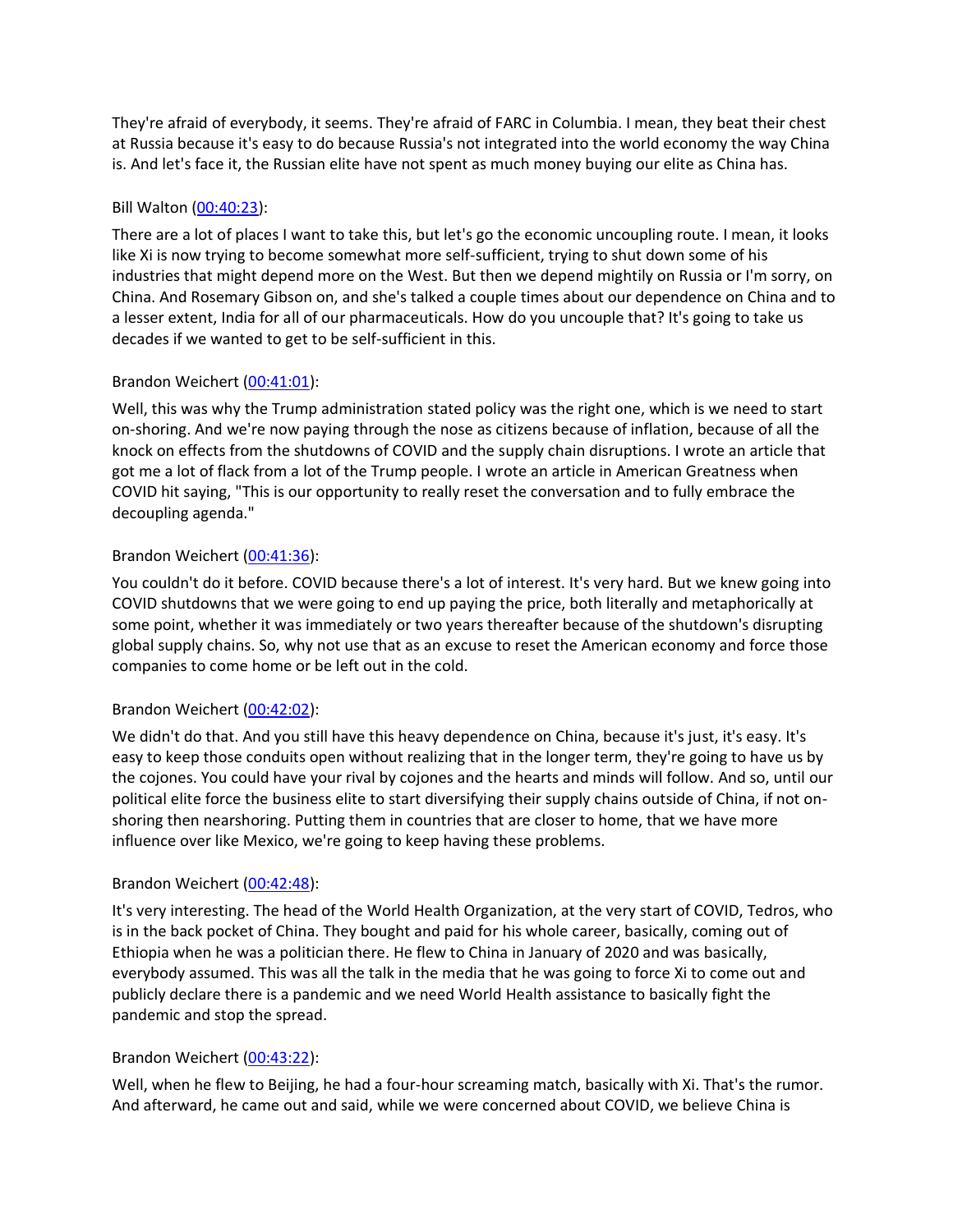They're afraid of everybody, it seems. They're afraid of FARC in Columbia. I mean, they beat their chest at Russia because it's easy to do because Russia's not integrated into the world economy the way China is. And let's face it, the Russian elite have not spent as much money buying our elite as China has.

Bill Walton ([00:40:23]()):

There are a lot of places I want to take this, but let's go the economic uncoupling route. I mean, it looks like Xi is now trying to become somewhat more self-sufficient, trying to shut down some of his industries that might depend more on the West. But then we depend mightily on Russia or I'm sorry, on China. And Rosemary Gibson on, and she's talked a couple times about our dependence on China and to a lesser extent, India for all of our pharmaceuticals. How do you uncouple that? It's going to take us decades if we wanted to get to be self-sufficient in this.

Brandon Weichert ([00:41:01]()):

Well, this was why the Trump administration stated policy was the right one, which is we need to start on-shoring. And we're now paying through the nose as citizens because of inflation, because of all the knock on effects from the shutdowns of COVID and the supply chain disruptions. I wrote an article that got me a lot of flack from a lot of the Trump people. I wrote an article in American Greatness when COVID hit saying, "This is our opportunity to really reset the conversation and to fully embrace the decoupling agenda."

Brandon Weichert ([00:41:36]()):

You couldn't do it before. COVID because there's a lot of interest. It's very hard. But we knew going into COVID shutdowns that we were going to end up paying the price, both literally and metaphorically at some point, whether it was immediately or two years thereafter because of the shutdown's disrupting global supply chains. So, why not use that as an excuse to reset the American economy and force those companies to come home or be left out in the cold.

Brandon Weichert ([00:42:02]()):

We didn't do that. And you still have this heavy dependence on China, because it's just, it's easy. It's easy to keep those conduits open without realizing that in the longer term, they're going to have us by the cojones. You could have your rival by cojones and the hearts and minds will follow. And so, until our political elite force the business elite to start diversifying their supply chains outside of China, if not on-shoring then nearshoring. Putting them in countries that are closer to home, that we have more influence over like Mexico, we're going to keep having these problems.

Brandon Weichert ([00:42:48]()):

It's very interesting. The head of the World Health Organization, at the very start of COVID, Tedros, who is in the back pocket of China. They bought and paid for his whole career, basically, coming out of Ethiopia when he was a politician there. He flew to China in January of 2020 and was basically, everybody assumed. This was all the talk in the media that he was going to force Xi to come out and publicly declare there is a pandemic and we need World Health assistance to basically fight the pandemic and stop the spread.

Brandon Weichert ([00:43:22]()):

Well, when he flew to Beijing, he had a four-hour screaming match, basically with Xi. That's the rumor. And afterward, he came out and said, while we were concerned about COVID, we believe China is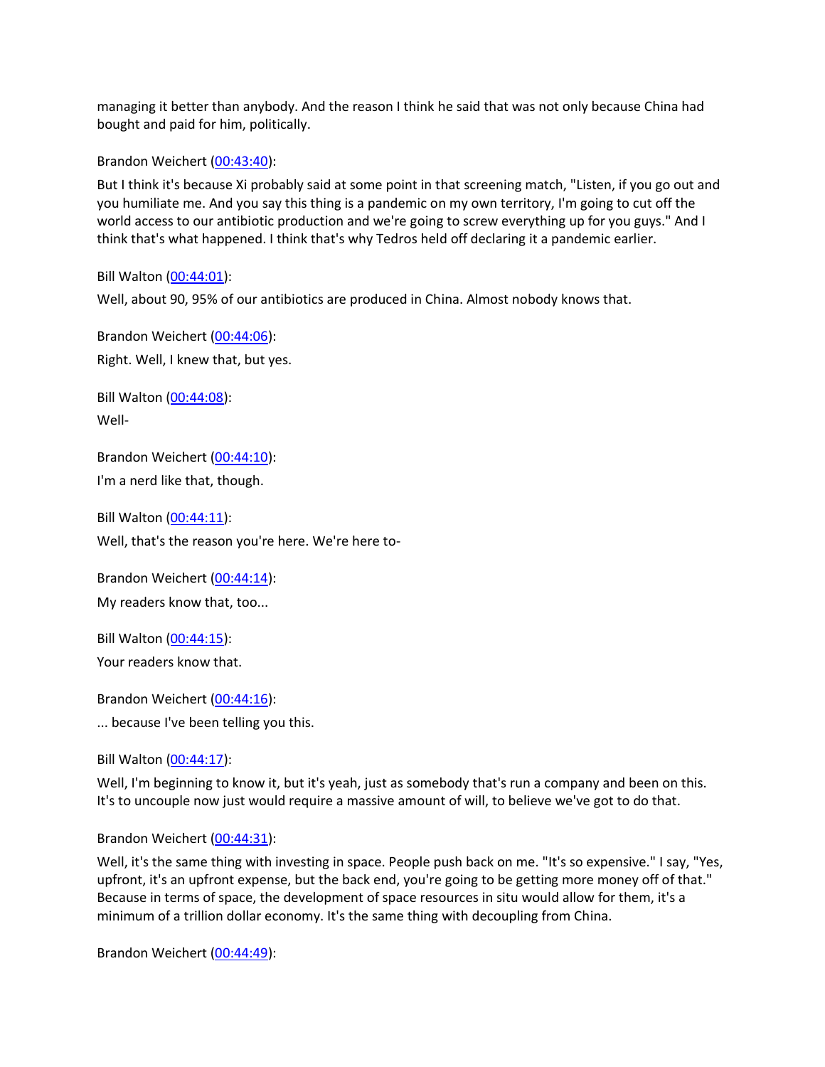managing it better than anybody. And the reason I think he said that was not only because China had bought and paid for him, politically.

Brandon Weichert ([00:43:40](#)):

But I think it's because Xi probably said at some point in that screening match, "Listen, if you go out and you humiliate me. And you say this thing is a pandemic on my own territory, I'm going to cut off the world access to our antibiotic production and we're going to screw everything up for you guys." And I think that's what happened. I think that's why Tedros held off declaring it a pandemic earlier.

Bill Walton ([00:44:01](#)):

Well, about 90, 95% of our antibiotics are produced in China. Almost nobody knows that.

Brandon Weichert ([00:44:06](#)):

Right. Well, I knew that, but yes.

Bill Walton ([00:44:08](#)):

Well-

Brandon Weichert ([00:44:10](#)):

I'm a nerd like that, though.

Bill Walton ([00:44:11](#)):

Well, that's the reason you're here. We're here to-

Brandon Weichert ([00:44:14](#)):

My readers know that, too...

Bill Walton ([00:44:15](#)):

Your readers know that.

Brandon Weichert ([00:44:16](#)):

... because I've been telling you this.

Bill Walton ([00:44:17](#)):

Well, I'm beginning to know it, but it's yeah, just as somebody that's run a company and been on this. It's to uncouple now just would require a massive amount of will, to believe we've got to do that.

Brandon Weichert ([00:44:31](#)):

Well, it's the same thing with investing in space. People push back on me. "It's so expensive." I say, "Yes, upfront, it's an upfront expense, but the back end, you're going to be getting more money off of that." Because in terms of space, the development of space resources in situ would allow for them, it's a minimum of a trillion dollar economy. It's the same thing with decoupling from China.

Brandon Weichert ([00:44:49](#)):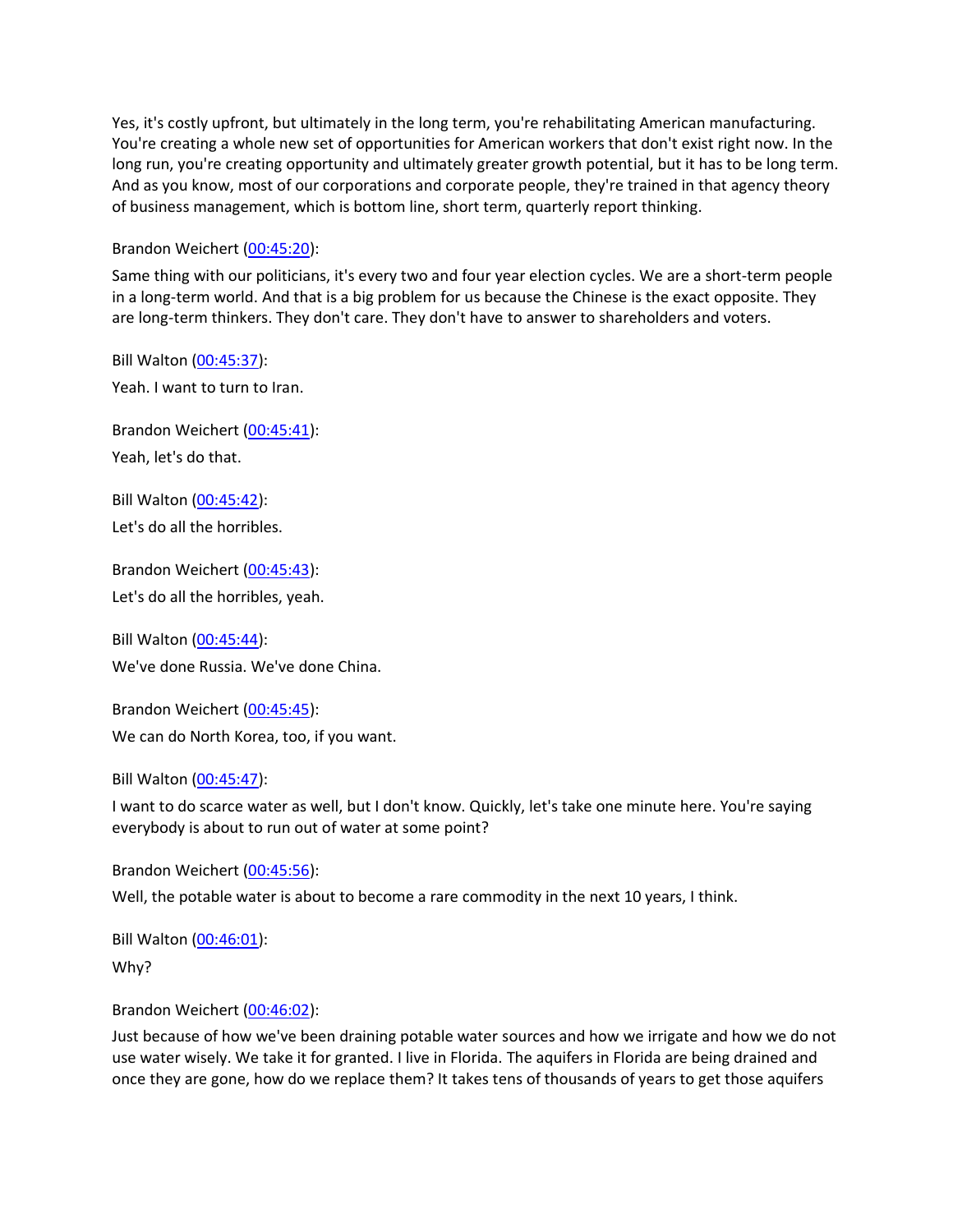Yes, it's costly upfront, but ultimately in the long term, you're rehabilitating American manufacturing. You're creating a whole new set of opportunities for American workers that don't exist right now. In the long run, you're creating opportunity and ultimately greater growth potential, but it has to be long term. And as you know, most of our corporations and corporate people, they're trained in that agency theory of business management, which is bottom line, short term, quarterly report thinking.

Brandon Weichert (00:45:20):

Same thing with our politicians, it's every two and four year election cycles. We are a short-term people in a long-term world. And that is a big problem for us because the Chinese is the exact opposite. They are long-term thinkers. They don't care. They don't have to answer to shareholders and voters.

Bill Walton (00:45:37):

Yeah. I want to turn to Iran.

Brandon Weichert (00:45:41):

Yeah, let's do that.

Bill Walton (00:45:42):

Let's do all the horribles.

Brandon Weichert (00:45:43):

Let's do all the horribles, yeah.

Bill Walton (00:45:44):

We've done Russia. We've done China.

Brandon Weichert (00:45:45):

We can do North Korea, too, if you want.

Bill Walton (00:45:47):

I want to do scarce water as well, but I don't know. Quickly, let's take one minute here. You're saying everybody is about to run out of water at some point?

Brandon Weichert (00:45:56):

Well, the potable water is about to become a rare commodity in the next 10 years, I think.

Bill Walton (00:46:01):

Why?

Brandon Weichert (00:46:02):

Just because of how we've been draining potable water sources and how we irrigate and how we do not use water wisely. We take it for granted. I live in Florida. The aquifers in Florida are being drained and once they are gone, how do we replace them? It takes tens of thousands of years to get those aquifers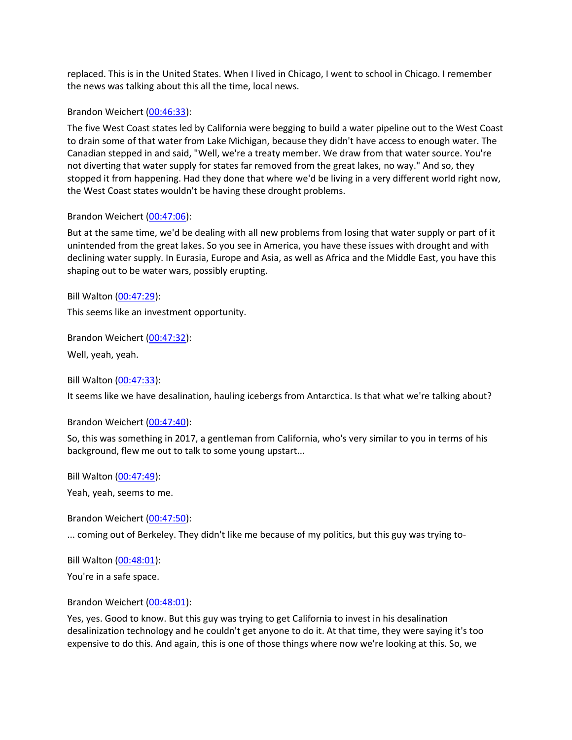replaced. This is in the United States. When I lived in Chicago, I went to school in Chicago. I remember the news was talking about this all the time, local news.

Brandon Weichert (00:46:33):

The five West Coast states led by California were begging to build a water pipeline out to the West Coast to drain some of that water from Lake Michigan, because they didn't have access to enough water. The Canadian stepped in and said, "Well, we're a treaty member. We draw from that water source. You're not diverting that water supply for states far removed from the great lakes, no way." And so, they stopped it from happening. Had they done that where we'd be living in a very different world right now, the West Coast states wouldn't be having these drought problems.

Brandon Weichert (00:47:06):

But at the same time, we'd be dealing with all new problems from losing that water supply or part of it unintended from the great lakes. So you see in America, you have these issues with drought and with declining water supply. In Eurasia, Europe and Asia, as well as Africa and the Middle East, you have this shaping out to be water wars, possibly erupting.

Bill Walton (00:47:29):

This seems like an investment opportunity.

Brandon Weichert (00:47:32):

Well, yeah, yeah.

Bill Walton (00:47:33):

It seems like we have desalination, hauling icebergs from Antarctica. Is that what we're talking about?

Brandon Weichert (00:47:40):

So, this was something in 2017, a gentleman from California, who's very similar to you in terms of his background, flew me out to talk to some young upstart...

Bill Walton (00:47:49):

Yeah, yeah, seems to me.

Brandon Weichert (00:47:50):

... coming out of Berkeley. They didn't like me because of my politics, but this guy was trying to-

Bill Walton (00:48:01):

You're in a safe space.

Brandon Weichert (00:48:01):

Yes, yes. Good to know. But this guy was trying to get California to invest in his desalination desalinization technology and he couldn't get anyone to do it. At that time, they were saying it's too expensive to do this. And again, this is one of those things where now we're looking at this. So, we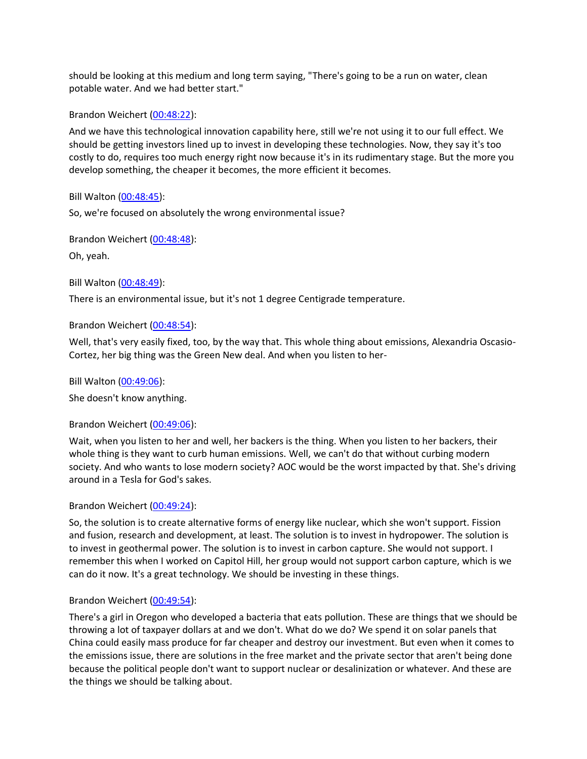should be looking at this medium and long term saying, "There's going to be a run on water, clean potable water. And we had better start."

Brandon Weichert ([00:48:22]):

And we have this technological innovation capability here, still we're not using it to our full effect. We should be getting investors lined up to invest in developing these technologies. Now, they say it's too costly to do, requires too much energy right now because it's in its rudimentary stage. But the more you develop something, the cheaper it becomes, the more efficient it becomes.

Bill Walton ([00:48:45]):

So, we're focused on absolutely the wrong environmental issue?

Brandon Weichert ([00:48:48]):

Oh, yeah.

Bill Walton ([00:48:49]):

There is an environmental issue, but it's not 1 degree Centigrade temperature.

Brandon Weichert ([00:48:54]):

Well, that's very easily fixed, too, by the way that. This whole thing about emissions, Alexandria Oscasio-Cortez, her big thing was the Green New deal. And when you listen to her-

Bill Walton ([00:49:06]):

She doesn't know anything.

Brandon Weichert ([00:49:06]):

Wait, when you listen to her and well, her backers is the thing. When you listen to her backers, their whole thing is they want to curb human emissions. Well, we can't do that without curbing modern society. And who wants to lose modern society? AOC would be the worst impacted by that. She's driving around in a Tesla for God's sakes.

Brandon Weichert ([00:49:24]):

So, the solution is to create alternative forms of energy like nuclear, which she won't support. Fission and fusion, research and development, at least. The solution is to invest in hydropower. The solution is to invest in geothermal power. The solution is to invest in carbon capture. She would not support. I remember this when I worked on Capitol Hill, her group would not support carbon capture, which is we can do it now. It's a great technology. We should be investing in these things.

Brandon Weichert ([00:49:54]):

There's a girl in Oregon who developed a bacteria that eats pollution. These are things that we should be throwing a lot of taxpayer dollars at and we don't. What do we do? We spend it on solar panels that China could easily mass produce for far cheaper and destroy our investment. But even when it comes to the emissions issue, there are solutions in the free market and the private sector that aren't being done because the political people don't want to support nuclear or desalinization or whatever. And these are the things we should be talking about.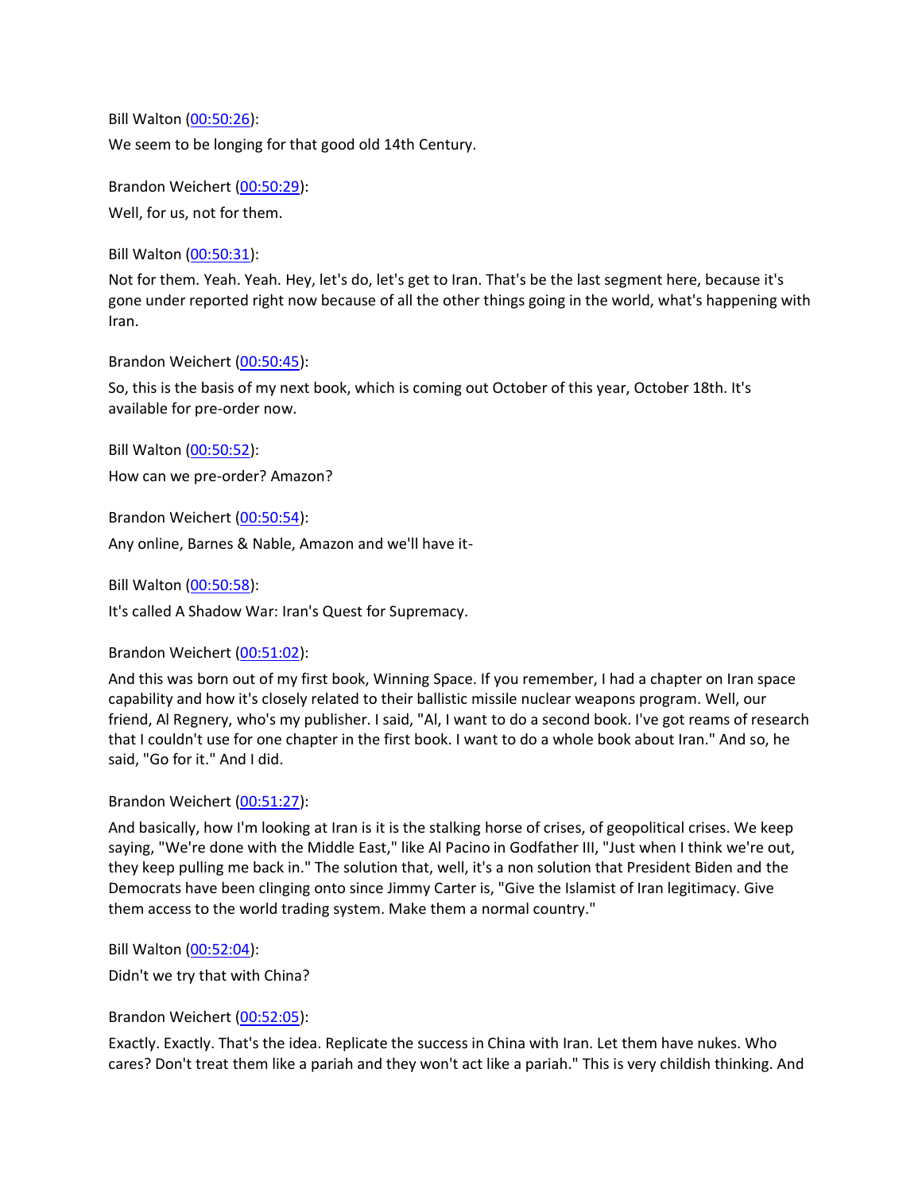Bill Walton ([00:50:26](#)):

We seem to be longing for that good old 14th Century.

Brandon Weichert ([00:50:29](#)):

Well, for us, not for them.

Bill Walton ([00:50:31](#)):

Not for them. Yeah. Yeah. Hey, let's do, let's get to Iran. That's be the last segment here, because it's gone under reported right now because of all the other things going in the world, what's happening with Iran.

Brandon Weichert ([00:50:45](#)):

So, this is the basis of my next book, which is coming out October of this year, October 18th. It's available for pre-order now.

Bill Walton ([00:50:52](#)):

How can we pre-order? Amazon?

Brandon Weichert ([00:50:54](#)):

Any online, Barnes & Nable, Amazon and we'll have it-

Bill Walton ([00:50:58](#)):

It's called A Shadow War: Iran's Quest for Supremacy.

Brandon Weichert ([00:51:02](#)):

And this was born out of my first book, Winning Space. If you remember, I had a chapter on Iran space capability and how it's closely related to their ballistic missile nuclear weapons program. Well, our friend, Al Regnery, who's my publisher. I said, "Al, I want to do a second book. I've got reams of research that I couldn't use for one chapter in the first book. I want to do a whole book about Iran." And so, he said, "Go for it." And I did.

Brandon Weichert ([00:51:27](#)):

And basically, how I'm looking at Iran is it is the stalking horse of crises, of geopolitical crises. We keep saying, "We're done with the Middle East," like Al Pacino in Godfather III, "Just when I think we're out, they keep pulling me back in." The solution that, well, it's a non solution that President Biden and the Democrats have been clinging onto since Jimmy Carter is, "Give the Islamist of Iran legitimacy. Give them access to the world trading system. Make them a normal country."

Bill Walton ([00:52:04](#)):

Didn't we try that with China?

Brandon Weichert ([00:52:05](#)):

Exactly. Exactly. That's the idea. Replicate the success in China with Iran. Let them have nukes. Who cares? Don't treat them like a pariah and they won't act like a pariah." This is very childish thinking. And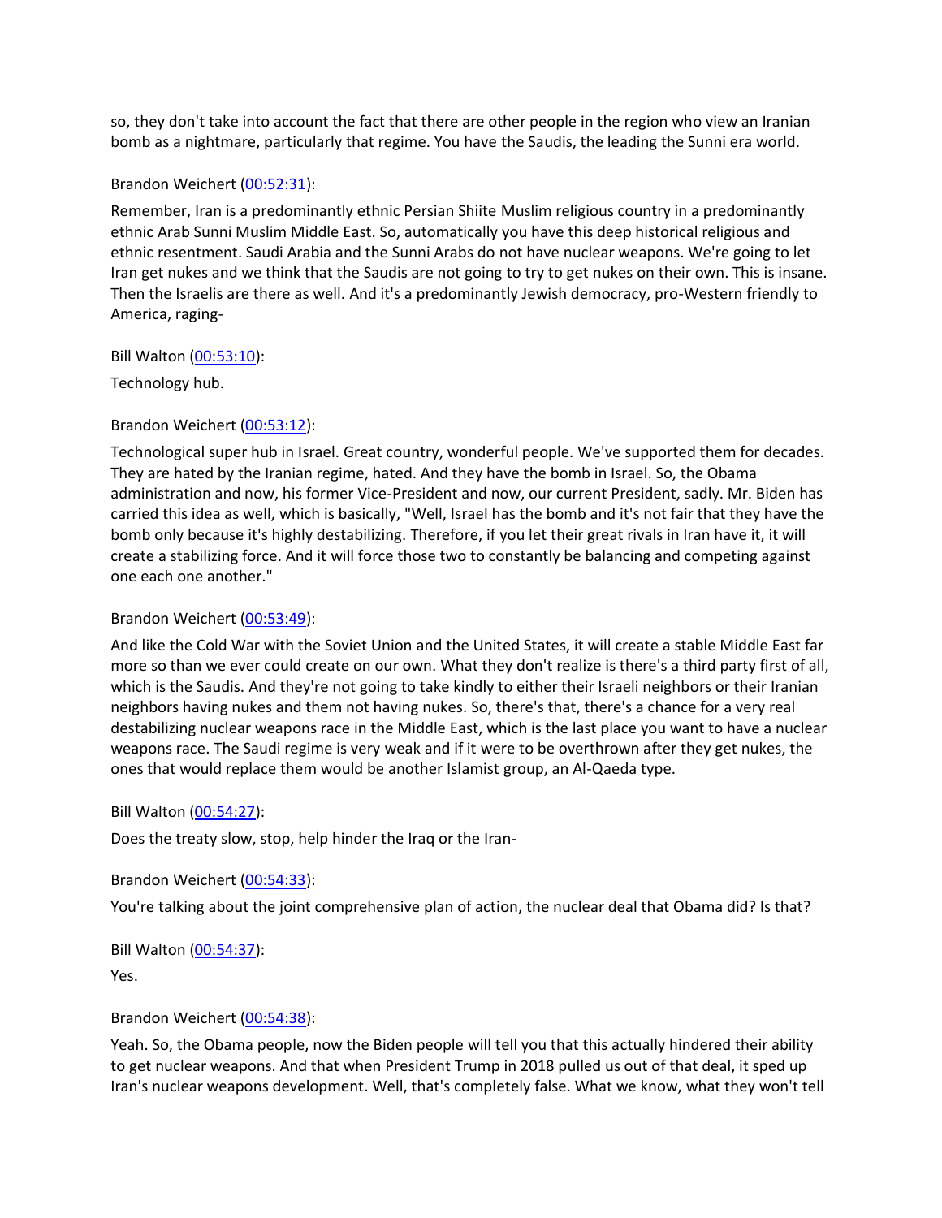so, they don't take into account the fact that there are other people in the region who view an Iranian bomb as a nightmare, particularly that regime. You have the Saudis, the leading the Sunni era world.

Brandon Weichert (00:52:31):

Remember, Iran is a predominantly ethnic Persian Shiite Muslim religious country in a predominantly ethnic Arab Sunni Muslim Middle East. So, automatically you have this deep historical religious and ethnic resentment. Saudi Arabia and the Sunni Arabs do not have nuclear weapons. We're going to let Iran get nukes and we think that the Saudis are not going to try to get nukes on their own. This is insane. Then the Israelis are there as well. And it's a predominantly Jewish democracy, pro-Western friendly to America, raging-

Bill Walton (00:53:10):

Technology hub.

Brandon Weichert (00:53:12):

Technological super hub in Israel. Great country, wonderful people. We've supported them for decades. They are hated by the Iranian regime, hated. And they have the bomb in Israel. So, the Obama administration and now, his former Vice-President and now, our current President, sadly. Mr. Biden has carried this idea as well, which is basically, "Well, Israel has the bomb and it's not fair that they have the bomb only because it's highly destabilizing. Therefore, if you let their great rivals in Iran have it, it will create a stabilizing force. And it will force those two to constantly be balancing and competing against one each one another."

Brandon Weichert (00:53:49):

And like the Cold War with the Soviet Union and the United States, it will create a stable Middle East far more so than we ever could create on our own. What they don't realize is there's a third party first of all, which is the Saudis. And they're not going to take kindly to either their Israeli neighbors or their Iranian neighbors having nukes and them not having nukes. So, there's that, there's a chance for a very real destabilizing nuclear weapons race in the Middle East, which is the last place you want to have a nuclear weapons race. The Saudi regime is very weak and if it were to be overthrown after they get nukes, the ones that would replace them would be another Islamist group, an Al-Qaeda type.

Bill Walton (00:54:27):

Does the treaty slow, stop, help hinder the Iraq or the Iran-

Brandon Weichert (00:54:33):

You're talking about the joint comprehensive plan of action, the nuclear deal that Obama did? Is that?

Bill Walton (00:54:37):

Yes.

Brandon Weichert (00:54:38):

Yeah. So, the Obama people, now the Biden people will tell you that this actually hindered their ability to get nuclear weapons. And that when President Trump in 2018 pulled us out of that deal, it sped up Iran's nuclear weapons development. Well, that's completely false. What we know, what they won't tell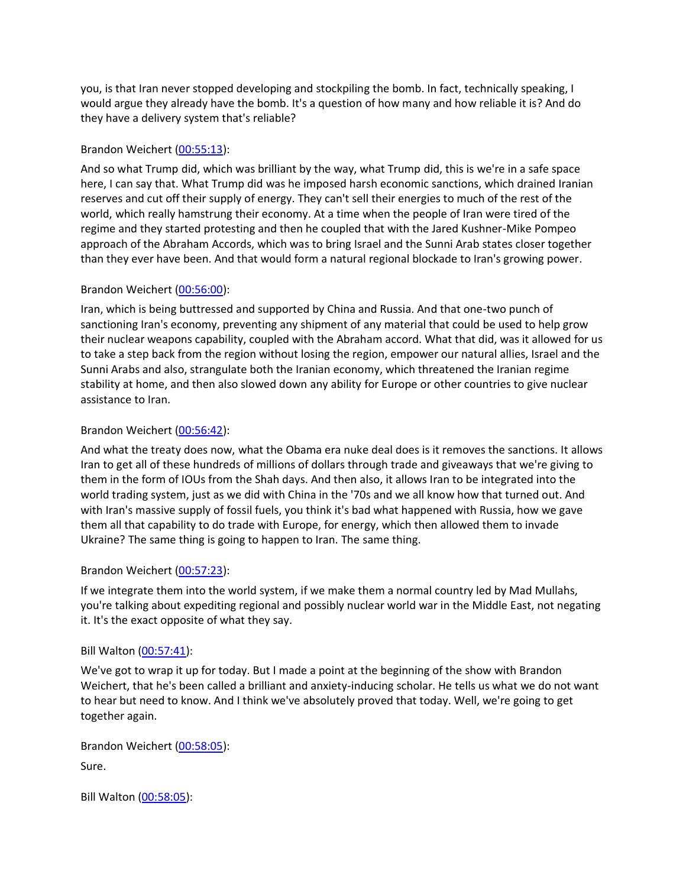you, is that Iran never stopped developing and stockpiling the bomb. In fact, technically speaking, I would argue they already have the bomb. It's a question of how many and how reliable it is? And do they have a delivery system that's reliable?

Brandon Weichert (00:55:13):

And so what Trump did, which was brilliant by the way, what Trump did, this is we're in a safe space here, I can say that. What Trump did was he imposed harsh economic sanctions, which drained Iranian reserves and cut off their supply of energy. They can't sell their energies to much of the rest of the world, which really hamstrung their economy. At a time when the people of Iran were tired of the regime and they started protesting and then he coupled that with the Jared Kushner-Mike Pompeo approach of the Abraham Accords, which was to bring Israel and the Sunni Arab states closer together than they ever have been. And that would form a natural regional blockade to Iran's growing power.

Brandon Weichert (00:56:00):

Iran, which is being buttressed and supported by China and Russia. And that one-two punch of sanctioning Iran's economy, preventing any shipment of any material that could be used to help grow their nuclear weapons capability, coupled with the Abraham accord. What that did, was it allowed for us to take a step back from the region without losing the region, empower our natural allies, Israel and the Sunni Arabs and also, strangulate both the Iranian economy, which threatened the Iranian regime stability at home, and then also slowed down any ability for Europe or other countries to give nuclear assistance to Iran.

Brandon Weichert (00:56:42):

And what the treaty does now, what the Obama era nuke deal does is it removes the sanctions. It allows Iran to get all of these hundreds of millions of dollars through trade and giveaways that we're giving to them in the form of IOUs from the Shah days. And then also, it allows Iran to be integrated into the world trading system, just as we did with China in the '70s and we all know how that turned out. And with Iran's massive supply of fossil fuels, you think it's bad what happened with Russia, how we gave them all that capability to do trade with Europe, for energy, which then allowed them to invade Ukraine? The same thing is going to happen to Iran. The same thing.

Brandon Weichert (00:57:23):

If we integrate them into the world system, if we make them a normal country led by Mad Mullahs, you're talking about expediting regional and possibly nuclear world war in the Middle East, not negating it. It's the exact opposite of what they say.

Bill Walton (00:57:41):

We've got to wrap it up for today. But I made a point at the beginning of the show with Brandon Weichert, that he's been called a brilliant and anxiety-inducing scholar. He tells us what we do not want to hear but need to know. And I think we've absolutely proved that today. Well, we're going to get together again.

Brandon Weichert (00:58:05):

Sure.

Bill Walton (00:58:05):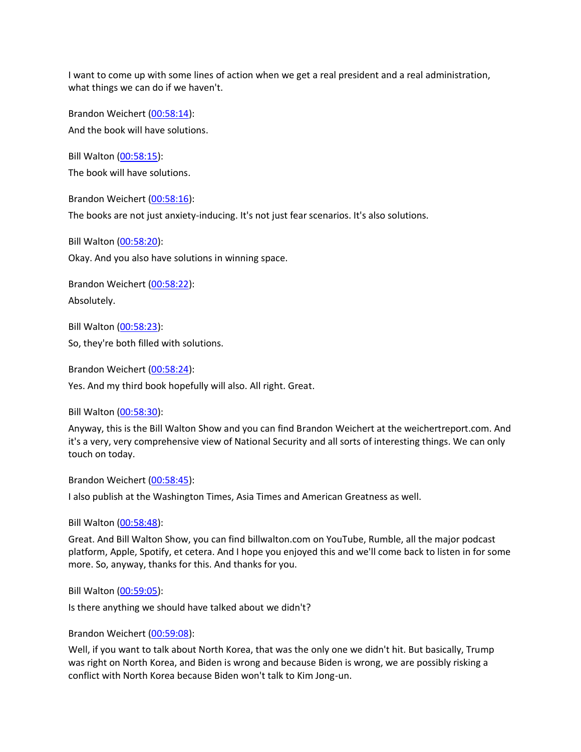I want to come up with some lines of action when we get a real president and a real administration, what things we can do if we haven't.

Brandon Weichert (00:58:14):

And the book will have solutions.

Bill Walton (00:58:15):

The book will have solutions.

Brandon Weichert (00:58:16):

The books are not just anxiety-inducing. It's not just fear scenarios. It's also solutions.

Bill Walton (00:58:20):

Okay. And you also have solutions in winning space.

Brandon Weichert (00:58:22):

Absolutely.

Bill Walton (00:58:23):

So, they're both filled with solutions.

Brandon Weichert (00:58:24):

Yes. And my third book hopefully will also. All right. Great.

Bill Walton (00:58:30):

Anyway, this is the Bill Walton Show and you can find Brandon Weichert at the weichertreport.com. And it's a very, very comprehensive view of National Security and all sorts of interesting things. We can only touch on today.

Brandon Weichert (00:58:45):

I also publish at the Washington Times, Asia Times and American Greatness as well.

Bill Walton (00:58:48):

Great. And Bill Walton Show, you can find billwalton.com on YouTube, Rumble, all the major podcast platform, Apple, Spotify, et cetera. And I hope you enjoyed this and we'll come back to listen in for some more. So, anyway, thanks for this. And thanks for you.

Bill Walton (00:59:05):

Is there anything we should have talked about we didn't?

Brandon Weichert (00:59:08):

Well, if you want to talk about North Korea, that was the only one we didn't hit. But basically, Trump was right on North Korea, and Biden is wrong and because Biden is wrong, we are possibly risking a conflict with North Korea because Biden won't talk to Kim Jong-un.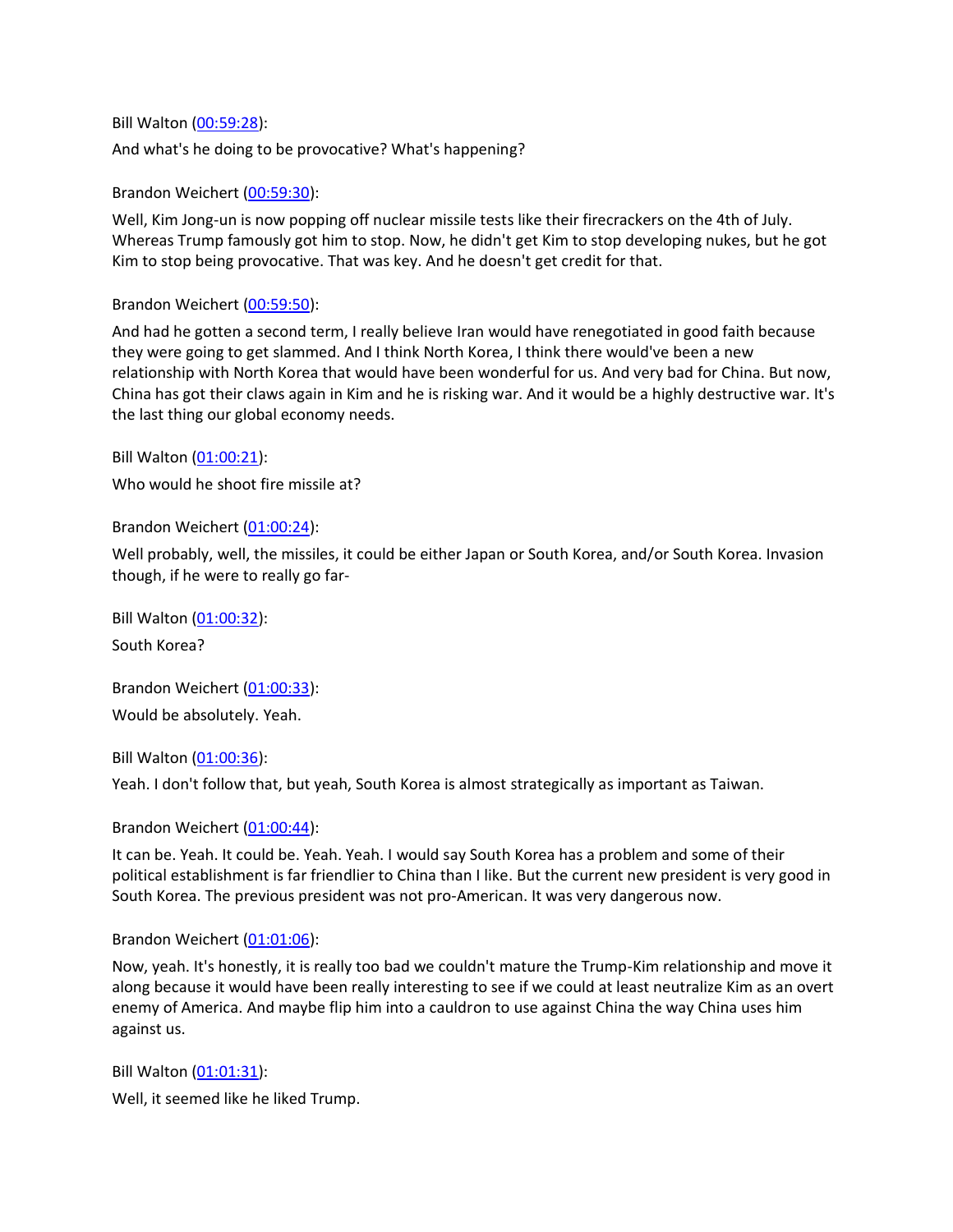Bill Walton ([00:59:28](#)):

And what's he doing to be provocative? What's happening?

Brandon Weichert ([00:59:30](#)):

Well, Kim Jong-un is now popping off nuclear missile tests like their firecrackers on the 4th of July. Whereas Trump famously got him to stop. Now, he didn't get Kim to stop developing nukes, but he got Kim to stop being provocative. That was key. And he doesn't get credit for that.

Brandon Weichert ([00:59:50](#)):

And had he gotten a second term, I really believe Iran would have renegotiated in good faith because they were going to get slammed. And I think North Korea, I think there would've been a new relationship with North Korea that would have been wonderful for us. And very bad for China. But now, China has got their claws again in Kim and he is risking war. And it would be a highly destructive war. It's the last thing our global economy needs.

Bill Walton ([01:00:21](#)):

Who would he shoot fire missile at?

Brandon Weichert ([01:00:24](#)):

Well probably, well, the missiles, it could be either Japan or South Korea, and/or South Korea. Invasion though, if he were to really go far-

Bill Walton ([01:00:32](#)):

South Korea?

Brandon Weichert ([01:00:33](#)):

Would be absolutely. Yeah.

Bill Walton ([01:00:36](#)):

Yeah. I don't follow that, but yeah, South Korea is almost strategically as important as Taiwan.

Brandon Weichert ([01:00:44](#)):

It can be. Yeah. It could be. Yeah. Yeah. I would say South Korea has a problem and some of their political establishment is far friendlier to China than I like. But the current new president is very good in South Korea. The previous president was not pro-American. It was very dangerous now.

Brandon Weichert ([01:01:06](#)):

Now, yeah. It's honestly, it is really too bad we couldn't mature the Trump-Kim relationship and move it along because it would have been really interesting to see if we could at least neutralize Kim as an overt enemy of America. And maybe flip him into a cauldron to use against China the way China uses him against us.

Bill Walton ([01:01:31](#)):

Well, it seemed like he liked Trump.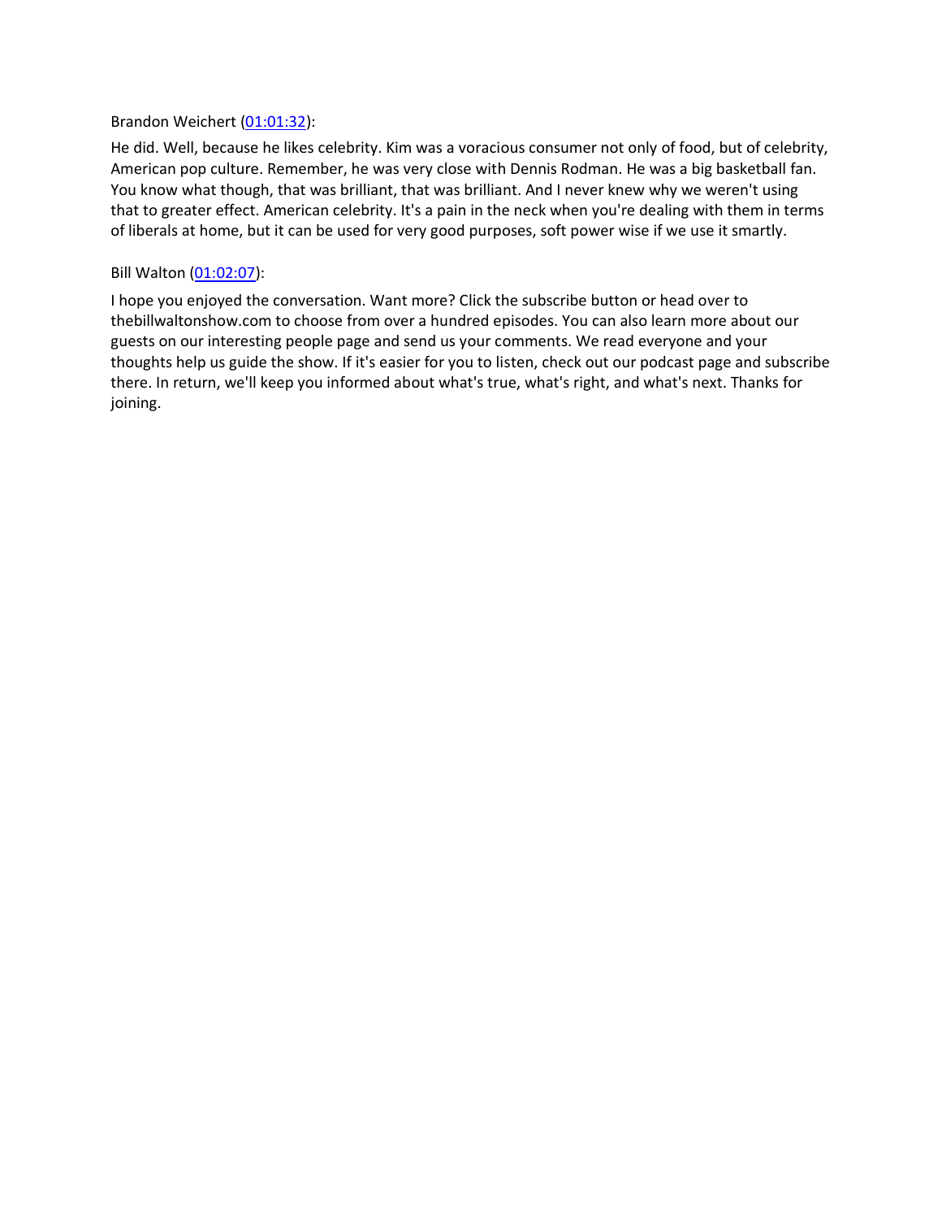Brandon Weichert ([01:01:32]):

He did. Well, because he likes celebrity. Kim was a voracious consumer not only of food, but of celebrity, American pop culture. Remember, he was very close with Dennis Rodman. He was a big basketball fan. You know what though, that was brilliant, that was brilliant. And I never knew why we weren't using that to greater effect. American celebrity. It's a pain in the neck when you're dealing with them in terms of liberals at home, but it can be used for very good purposes, soft power wise if we use it smartly.

Bill Walton ([01:02:07]):

I hope you enjoyed the conversation. Want more? Click the subscribe button or head over to thebillwaltonshow.com to choose from over a hundred episodes. You can also learn more about our guests on our interesting people page and send us your comments. We read everyone and your thoughts help us guide the show. If it's easier for you to listen, check out our podcast page and subscribe there. In return, we'll keep you informed about what's true, what's right, and what's next. Thanks for joining.